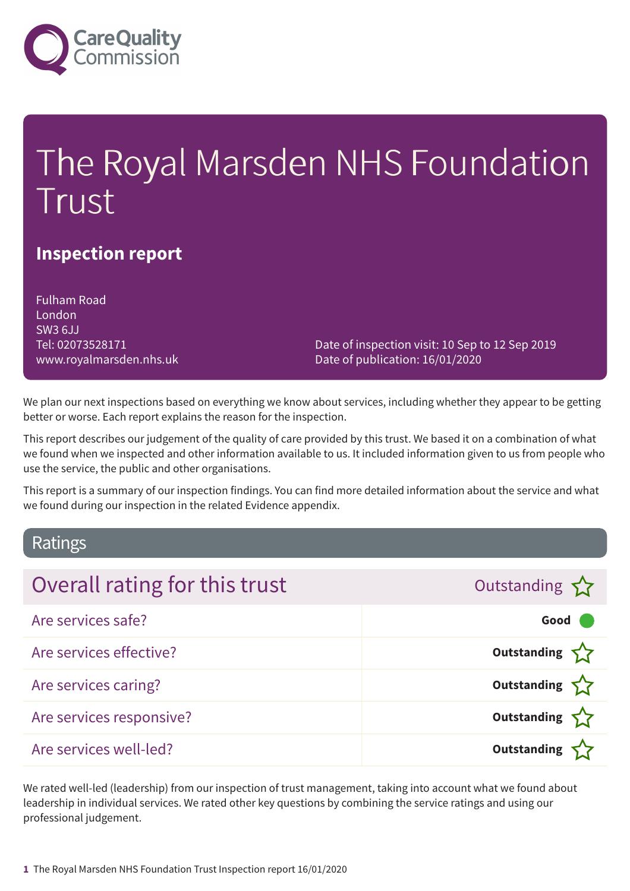# The Royal Marsden NHS Foundation Trust

## Inspection report

Fulham Road
London
SW3 6JJ
Tel: 02073528171
www.royalmarsden.nhs.uk

Date of inspection visit: 10 Sep to 12 Sep 2019
Date of publication: 16/01/2020

We plan our next inspections based on everything we know about services, including whether they appear to be getting better or worse. Each report explains the reason for the inspection.

This report describes our judgement of the quality of care provided by this trust. We based it on a combination of what we found when we inspected and other information available to us. It included information given to us from people who use the service, the public and other organisations.

This report is a summary of our inspection findings. You can find more detailed information about the service and what we found during our inspection in the related Evidence appendix.

## Ratings

| Overall rating for this trust | Outstanding ☆ |
|---|---|
| Are services safe? | **Good** ● |
| Are services effective? | **Outstanding** ☆ |
| Are services caring? | **Outstanding** ☆ |
| Are services responsive? | **Outstanding** ☆ |
| Are services well-led? | **Outstanding** ☆ |

We rated well-led (leadership) from our inspection of trust management, taking into account what we found about leadership in individual services. We rated other key questions by combining the service ratings and using our professional judgement.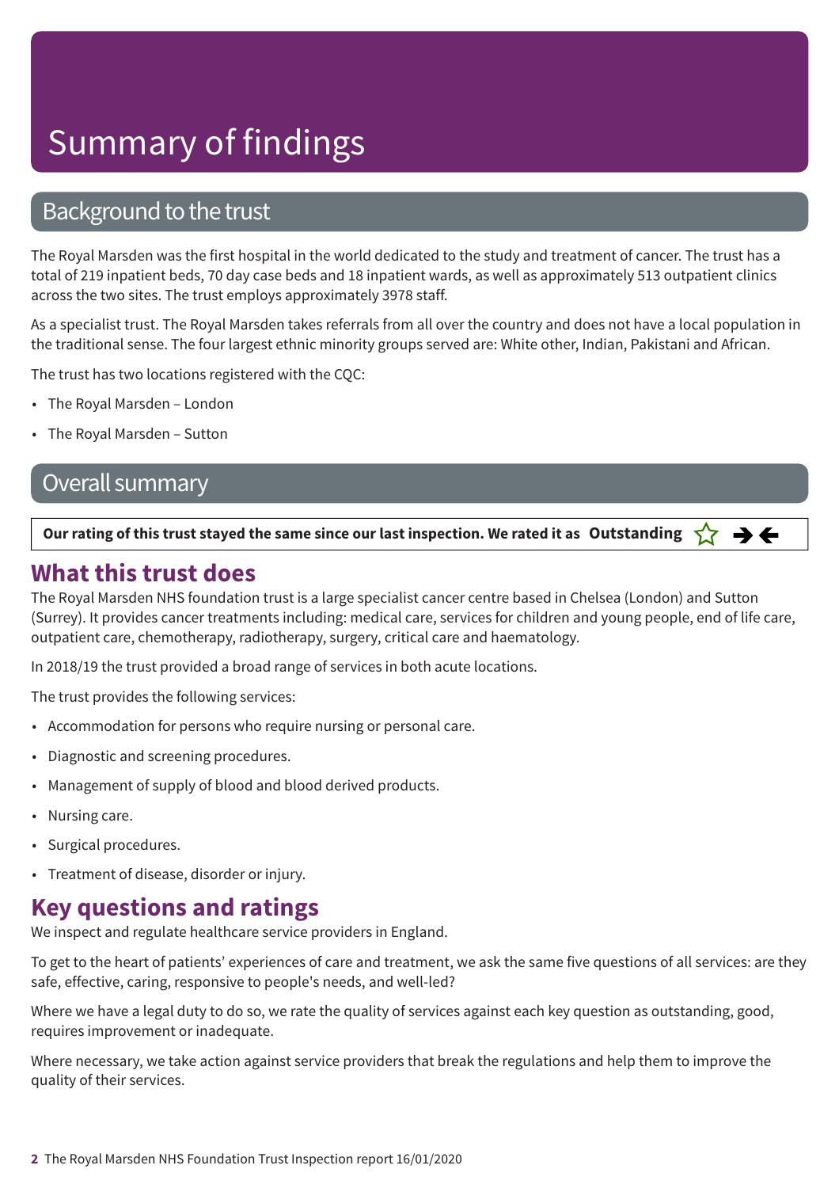# Summary of findings

## Background to the trust

The Royal Marsden was the first hospital in the world dedicated to the study and treatment of cancer. The trust has a total of 219 inpatient beds, 70 day case beds and 18 inpatient wards, as well as approximately 513 outpatient clinics across the two sites. The trust employs approximately 3978 staff.

As a specialist trust. The Royal Marsden takes referrals from all over the country and does not have a local population in the traditional sense. The four largest ethnic minority groups served are: White other, Indian, Pakistani and African.

The trust has two locations registered with the CQC:

- The Royal Marsden – London
- The Royal Marsden – Sutton

## Overall summary

**Our rating of this trust stayed the same since our last inspection. We rated it as Outstanding** ☆ ➔←

## What this trust does

The Royal Marsden NHS foundation trust is a large specialist cancer centre based in Chelsea (London) and Sutton (Surrey). It provides cancer treatments including: medical care, services for children and young people, end of life care, outpatient care, chemotherapy, radiotherapy, surgery, critical care and haematology.

In 2018/19 the trust provided a broad range of services in both acute locations.

The trust provides the following services:

- Accommodation for persons who require nursing or personal care.
- Diagnostic and screening procedures.
- Management of supply of blood and blood derived products.
- Nursing care.
- Surgical procedures.
- Treatment of disease, disorder or injury.

## Key questions and ratings

We inspect and regulate healthcare service providers in England.

To get to the heart of patients' experiences of care and treatment, we ask the same five questions of all services: are they safe, effective, caring, responsive to people's needs, and well-led?

Where we have a legal duty to do so, we rate the quality of services against each key question as outstanding, good, requires improvement or inadequate.

Where necessary, we take action against service providers that break the regulations and help them to improve the quality of their services.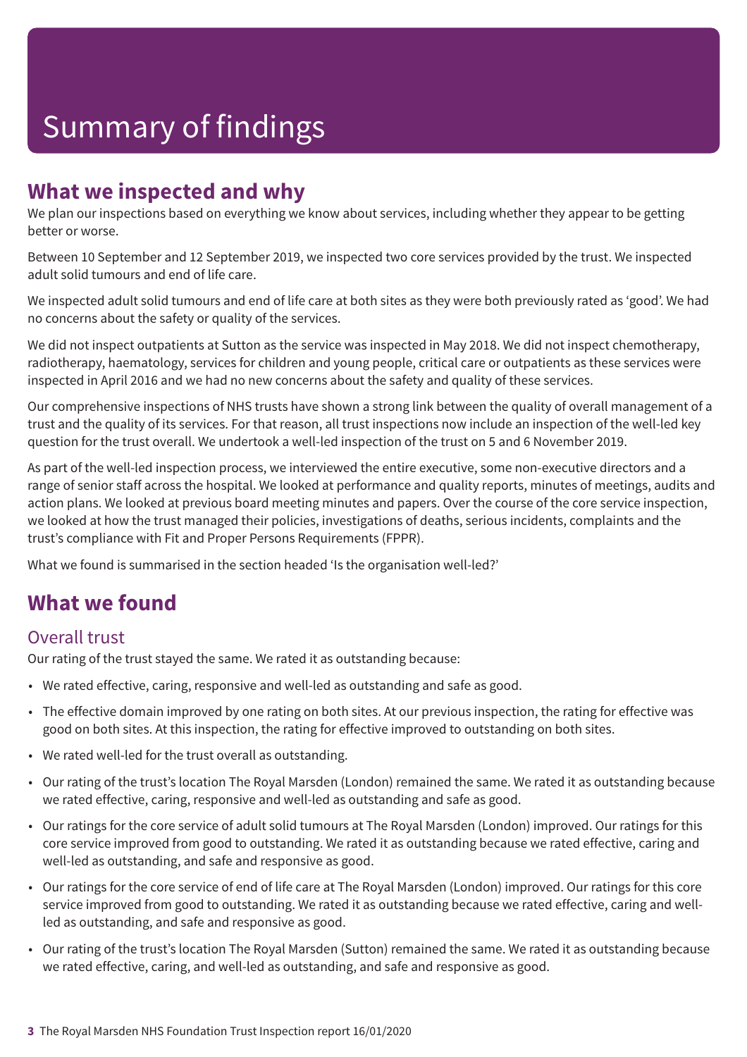# Summary of findings

## What we inspected and why

We plan our inspections based on everything we know about services, including whether they appear to be getting better or worse.

Between 10 September and 12 September 2019, we inspected two core services provided by the trust. We inspected adult solid tumours and end of life care.

We inspected adult solid tumours and end of life care at both sites as they were both previously rated as 'good'. We had no concerns about the safety or quality of the services.

We did not inspect outpatients at Sutton as the service was inspected in May 2018. We did not inspect chemotherapy, radiotherapy, haematology, services for children and young people, critical care or outpatients as these services were inspected in April 2016 and we had no new concerns about the safety and quality of these services.

Our comprehensive inspections of NHS trusts have shown a strong link between the quality of overall management of a trust and the quality of its services. For that reason, all trust inspections now include an inspection of the well-led key question for the trust overall. We undertook a well-led inspection of the trust on 5 and 6 November 2019.

As part of the well-led inspection process, we interviewed the entire executive, some non-executive directors and a range of senior staff across the hospital. We looked at performance and quality reports, minutes of meetings, audits and action plans. We looked at previous board meeting minutes and papers. Over the course of the core service inspection, we looked at how the trust managed their policies, investigations of deaths, serious incidents, complaints and the trust's compliance with Fit and Proper Persons Requirements (FPPR).

What we found is summarised in the section headed 'Is the organisation well-led?'

## What we found

### Overall trust

Our rating of the trust stayed the same. We rated it as outstanding because:

- We rated effective, caring, responsive and well-led as outstanding and safe as good.
- The effective domain improved by one rating on both sites. At our previous inspection, the rating for effective was good on both sites. At this inspection, the rating for effective improved to outstanding on both sites.
- We rated well-led for the trust overall as outstanding.
- Our rating of the trust's location The Royal Marsden (London) remained the same. We rated it as outstanding because we rated effective, caring, responsive and well-led as outstanding and safe as good.
- Our ratings for the core service of adult solid tumours at The Royal Marsden (London) improved. Our ratings for this core service improved from good to outstanding. We rated it as outstanding because we rated effective, caring and well-led as outstanding, and safe and responsive as good.
- Our ratings for the core service of end of life care at The Royal Marsden (London) improved. Our ratings for this core service improved from good to outstanding. We rated it as outstanding because we rated effective, caring and well-led as outstanding, and safe and responsive as good.
- Our rating of the trust's location The Royal Marsden (Sutton) remained the same. We rated it as outstanding because we rated effective, caring, and well-led as outstanding, and safe and responsive as good.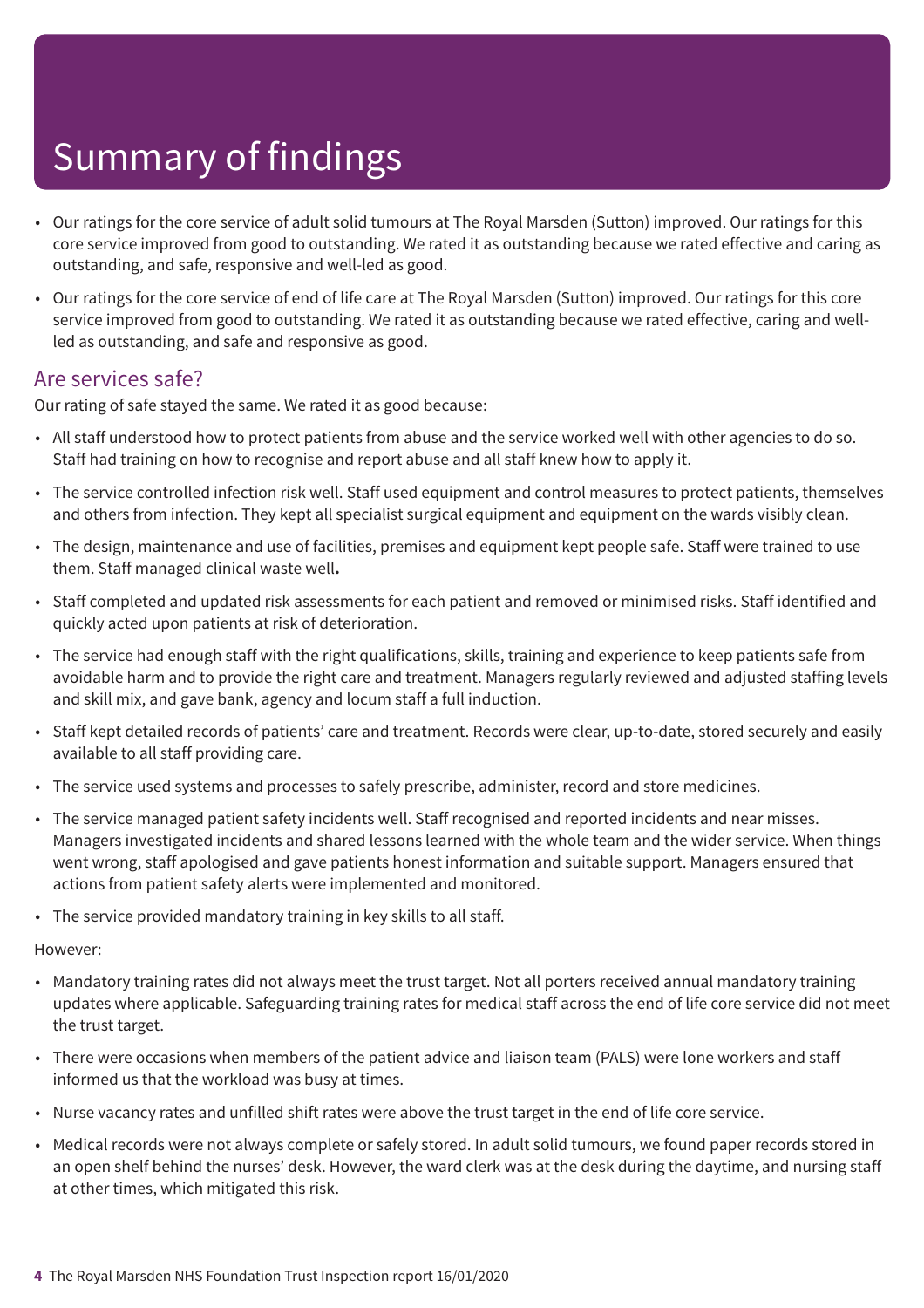# Summary of findings

- Our ratings for the core service of adult solid tumours at The Royal Marsden (Sutton) improved. Our ratings for this core service improved from good to outstanding. We rated it as outstanding because we rated effective and caring as outstanding, and safe, responsive and well-led as good.
- Our ratings for the core service of end of life care at The Royal Marsden (Sutton) improved. Our ratings for this core service improved from good to outstanding. We rated it as outstanding because we rated effective, caring and well-led as outstanding, and safe and responsive as good.

## Are services safe?

Our rating of safe stayed the same. We rated it as good because:

- All staff understood how to protect patients from abuse and the service worked well with other agencies to do so. Staff had training on how to recognise and report abuse and all staff knew how to apply it.
- The service controlled infection risk well. Staff used equipment and control measures to protect patients, themselves and others from infection. They kept all specialist surgical equipment and equipment on the wards visibly clean.
- The design, maintenance and use of facilities, premises and equipment kept people safe. Staff were trained to use them. Staff managed clinical waste well**.**
- Staff completed and updated risk assessments for each patient and removed or minimised risks. Staff identified and quickly acted upon patients at risk of deterioration.
- The service had enough staff with the right qualifications, skills, training and experience to keep patients safe from avoidable harm and to provide the right care and treatment. Managers regularly reviewed and adjusted staffing levels and skill mix, and gave bank, agency and locum staff a full induction.
- Staff kept detailed records of patients' care and treatment. Records were clear, up-to-date, stored securely and easily available to all staff providing care.
- The service used systems and processes to safely prescribe, administer, record and store medicines.
- The service managed patient safety incidents well. Staff recognised and reported incidents and near misses. Managers investigated incidents and shared lessons learned with the whole team and the wider service. When things went wrong, staff apologised and gave patients honest information and suitable support. Managers ensured that actions from patient safety alerts were implemented and monitored.
- The service provided mandatory training in key skills to all staff.

However:

- Mandatory training rates did not always meet the trust target. Not all porters received annual mandatory training updates where applicable. Safeguarding training rates for medical staff across the end of life core service did not meet the trust target.
- There were occasions when members of the patient advice and liaison team (PALS) were lone workers and staff informed us that the workload was busy at times.
- Nurse vacancy rates and unfilled shift rates were above the trust target in the end of life core service.
- Medical records were not always complete or safely stored. In adult solid tumours, we found paper records stored in an open shelf behind the nurses' desk. However, the ward clerk was at the desk during the daytime, and nursing staff at other times, which mitigated this risk.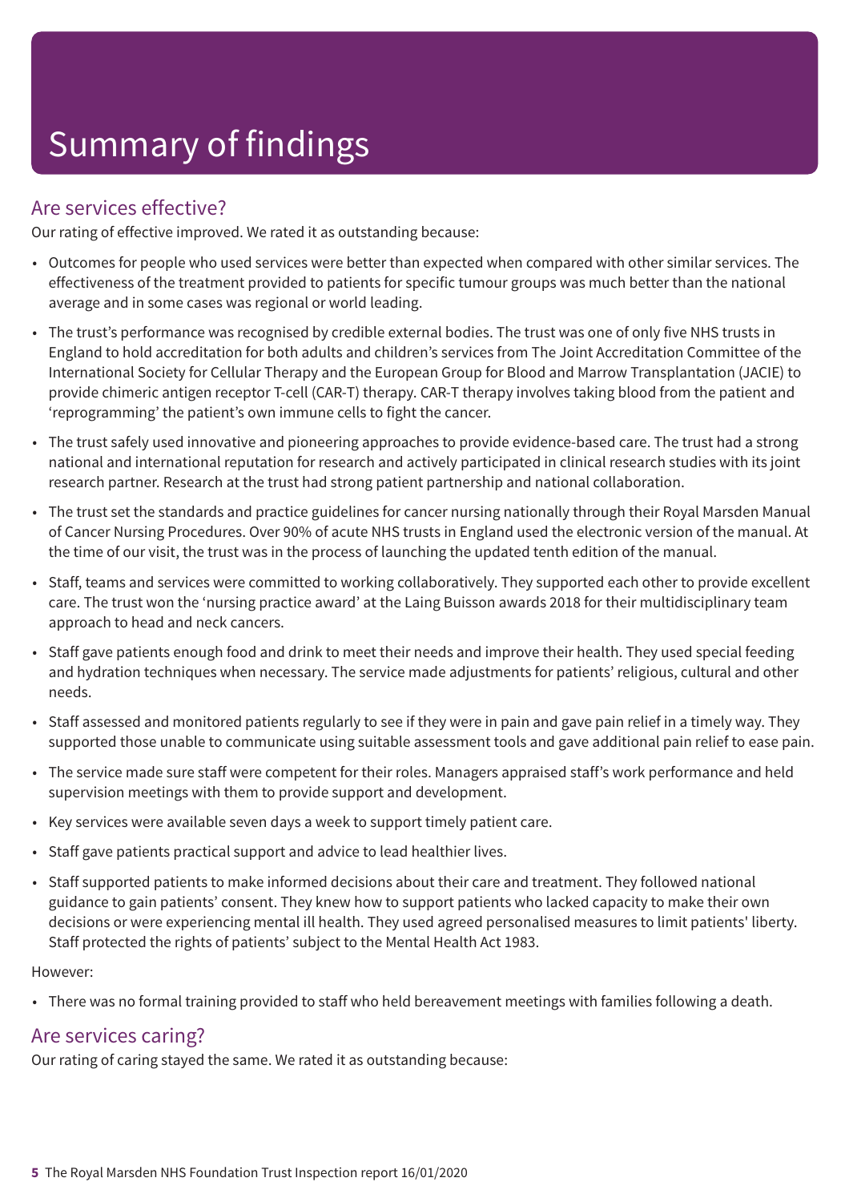# Summary of findings

## Are services effective?

Our rating of effective improved. We rated it as outstanding because:

- Outcomes for people who used services were better than expected when compared with other similar services. The effectiveness of the treatment provided to patients for specific tumour groups was much better than the national average and in some cases was regional or world leading.
- The trust's performance was recognised by credible external bodies. The trust was one of only five NHS trusts in England to hold accreditation for both adults and children's services from The Joint Accreditation Committee of the International Society for Cellular Therapy and the European Group for Blood and Marrow Transplantation (JACIE) to provide chimeric antigen receptor T-cell (CAR-T) therapy. CAR-T therapy involves taking blood from the patient and 'reprogramming' the patient's own immune cells to fight the cancer.
- The trust safely used innovative and pioneering approaches to provide evidence-based care. The trust had a strong national and international reputation for research and actively participated in clinical research studies with its joint research partner. Research at the trust had strong patient partnership and national collaboration.
- The trust set the standards and practice guidelines for cancer nursing nationally through their Royal Marsden Manual of Cancer Nursing Procedures. Over 90% of acute NHS trusts in England used the electronic version of the manual. At the time of our visit, the trust was in the process of launching the updated tenth edition of the manual.
- Staff, teams and services were committed to working collaboratively. They supported each other to provide excellent care. The trust won the 'nursing practice award' at the Laing Buisson awards 2018 for their multidisciplinary team approach to head and neck cancers.
- Staff gave patients enough food and drink to meet their needs and improve their health. They used special feeding and hydration techniques when necessary. The service made adjustments for patients' religious, cultural and other needs.
- Staff assessed and monitored patients regularly to see if they were in pain and gave pain relief in a timely way. They supported those unable to communicate using suitable assessment tools and gave additional pain relief to ease pain.
- The service made sure staff were competent for their roles. Managers appraised staff's work performance and held supervision meetings with them to provide support and development.
- Key services were available seven days a week to support timely patient care.
- Staff gave patients practical support and advice to lead healthier lives.
- Staff supported patients to make informed decisions about their care and treatment. They followed national guidance to gain patients' consent. They knew how to support patients who lacked capacity to make their own decisions or were experiencing mental ill health. They used agreed personalised measures to limit patients' liberty. Staff protected the rights of patients' subject to the Mental Health Act 1983.

However:

- There was no formal training provided to staff who held bereavement meetings with families following a death.

## Are services caring?

Our rating of caring stayed the same. We rated it as outstanding because: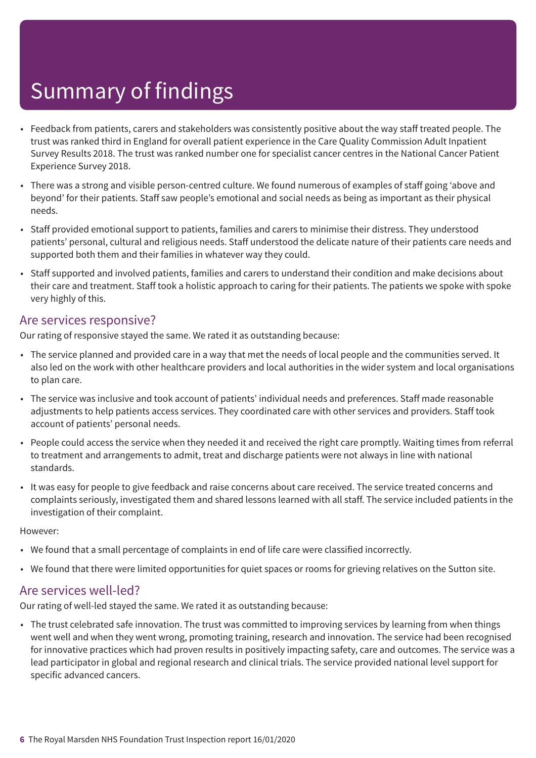# Summary of findings

- Feedback from patients, carers and stakeholders was consistently positive about the way staff treated people. The trust was ranked third in England for overall patient experience in the Care Quality Commission Adult Inpatient Survey Results 2018. The trust was ranked number one for specialist cancer centres in the National Cancer Patient Experience Survey 2018.
- There was a strong and visible person-centred culture. We found numerous of examples of staff going 'above and beyond' for their patients. Staff saw people's emotional and social needs as being as important as their physical needs.
- Staff provided emotional support to patients, families and carers to minimise their distress. They understood patients' personal, cultural and religious needs. Staff understood the delicate nature of their patients care needs and supported both them and their families in whatever way they could.
- Staff supported and involved patients, families and carers to understand their condition and make decisions about their care and treatment. Staff took a holistic approach to caring for their patients. The patients we spoke with spoke very highly of this.

## Are services responsive?

Our rating of responsive stayed the same. We rated it as outstanding because:

- The service planned and provided care in a way that met the needs of local people and the communities served. It also led on the work with other healthcare providers and local authorities in the wider system and local organisations to plan care.
- The service was inclusive and took account of patients' individual needs and preferences. Staff made reasonable adjustments to help patients access services. They coordinated care with other services and providers. Staff took account of patients' personal needs.
- People could access the service when they needed it and received the right care promptly. Waiting times from referral to treatment and arrangements to admit, treat and discharge patients were not always in line with national standards.
- It was easy for people to give feedback and raise concerns about care received. The service treated concerns and complaints seriously, investigated them and shared lessons learned with all staff. The service included patients in the investigation of their complaint.

However:

- We found that a small percentage of complaints in end of life care were classified incorrectly.
- We found that there were limited opportunities for quiet spaces or rooms for grieving relatives on the Sutton site.

## Are services well-led?

Our rating of well-led stayed the same. We rated it as outstanding because:

- The trust celebrated safe innovation. The trust was committed to improving services by learning from when things went well and when they went wrong, promoting training, research and innovation. The service had been recognised for innovative practices which had proven results in positively impacting safety, care and outcomes. The service was a lead participator in global and regional research and clinical trials. The service provided national level support for specific advanced cancers.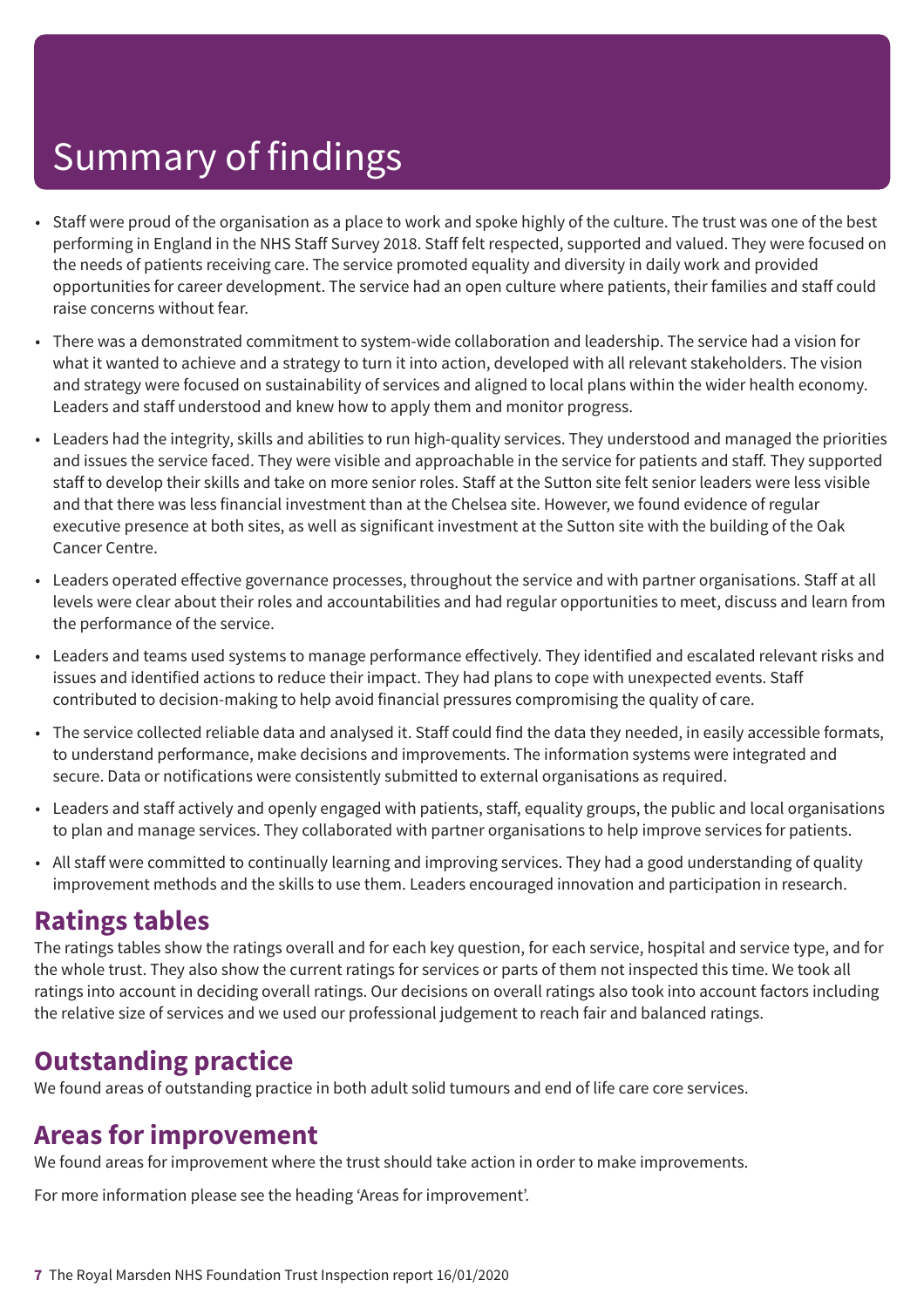# Summary of findings

- Staff were proud of the organisation as a place to work and spoke highly of the culture. The trust was one of the best performing in England in the NHS Staff Survey 2018. Staff felt respected, supported and valued. They were focused on the needs of patients receiving care. The service promoted equality and diversity in daily work and provided opportunities for career development. The service had an open culture where patients, their families and staff could raise concerns without fear.
- There was a demonstrated commitment to system-wide collaboration and leadership. The service had a vision for what it wanted to achieve and a strategy to turn it into action, developed with all relevant stakeholders. The vision and strategy were focused on sustainability of services and aligned to local plans within the wider health economy. Leaders and staff understood and knew how to apply them and monitor progress.
- Leaders had the integrity, skills and abilities to run high-quality services. They understood and managed the priorities and issues the service faced. They were visible and approachable in the service for patients and staff. They supported staff to develop their skills and take on more senior roles. Staff at the Sutton site felt senior leaders were less visible and that there was less financial investment than at the Chelsea site. However, we found evidence of regular executive presence at both sites, as well as significant investment at the Sutton site with the building of the Oak Cancer Centre.
- Leaders operated effective governance processes, throughout the service and with partner organisations. Staff at all levels were clear about their roles and accountabilities and had regular opportunities to meet, discuss and learn from the performance of the service.
- Leaders and teams used systems to manage performance effectively. They identified and escalated relevant risks and issues and identified actions to reduce their impact. They had plans to cope with unexpected events. Staff contributed to decision-making to help avoid financial pressures compromising the quality of care.
- The service collected reliable data and analysed it. Staff could find the data they needed, in easily accessible formats, to understand performance, make decisions and improvements. The information systems were integrated and secure. Data or notifications were consistently submitted to external organisations as required.
- Leaders and staff actively and openly engaged with patients, staff, equality groups, the public and local organisations to plan and manage services. They collaborated with partner organisations to help improve services for patients.
- All staff were committed to continually learning and improving services. They had a good understanding of quality improvement methods and the skills to use them. Leaders encouraged innovation and participation in research.

## Ratings tables

The ratings tables show the ratings overall and for each key question, for each service, hospital and service type, and for the whole trust. They also show the current ratings for services or parts of them not inspected this time. We took all ratings into account in deciding overall ratings. Our decisions on overall ratings also took into account factors including the relative size of services and we used our professional judgement to reach fair and balanced ratings.

## Outstanding practice

We found areas of outstanding practice in both adult solid tumours and end of life care core services.

## Areas for improvement

We found areas for improvement where the trust should take action in order to make improvements.

For more information please see the heading 'Areas for improvement'.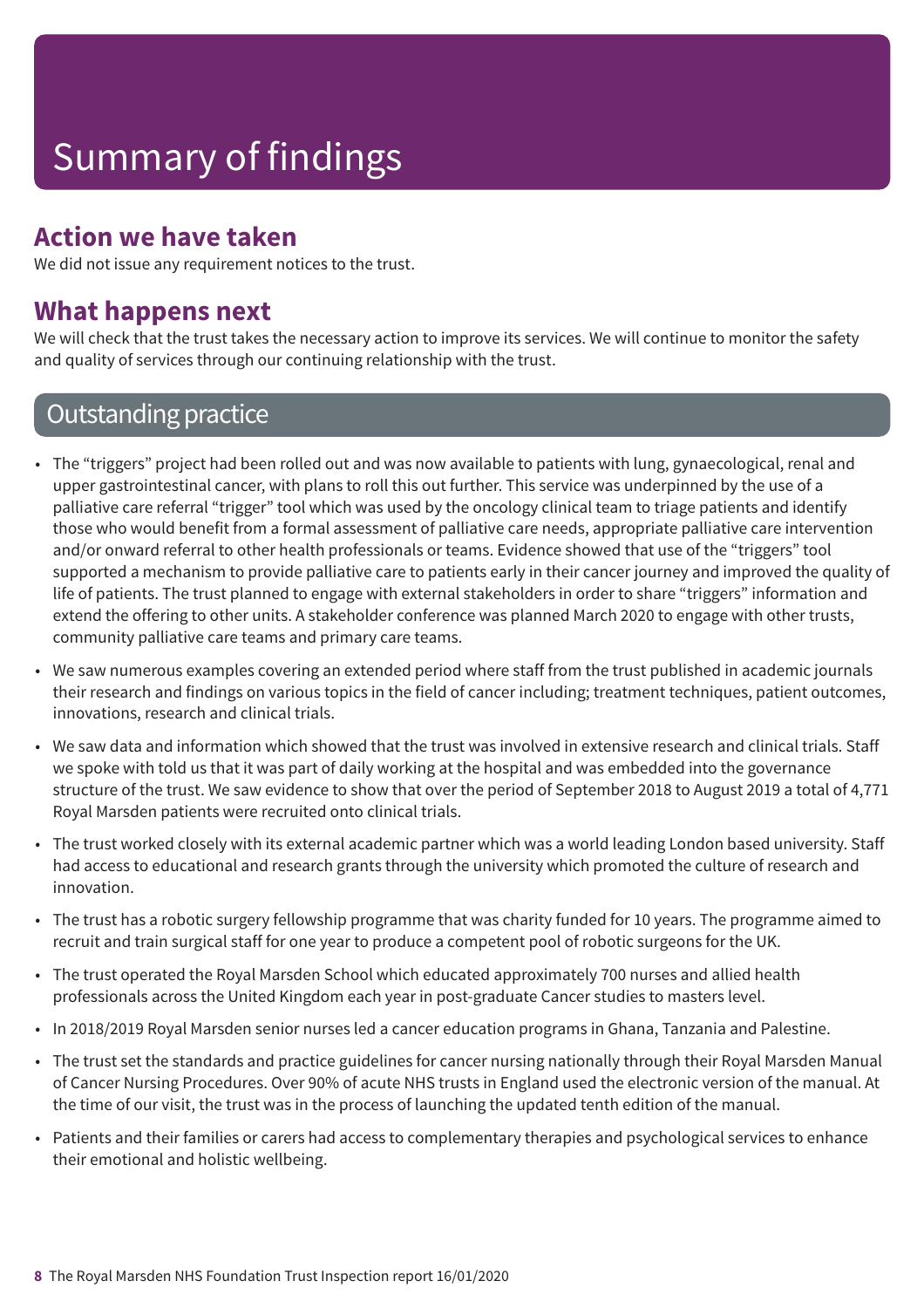# Summary of findings

## Action we have taken

We did not issue any requirement notices to the trust.

## What happens next

We will check that the trust takes the necessary action to improve its services. We will continue to monitor the safety and quality of services through our continuing relationship with the trust.

## Outstanding practice

- The "triggers" project had been rolled out and was now available to patients with lung, gynaecological, renal and upper gastrointestinal cancer, with plans to roll this out further. This service was underpinned by the use of a palliative care referral "trigger" tool which was used by the oncology clinical team to triage patients and identify those who would benefit from a formal assessment of palliative care needs, appropriate palliative care intervention and/or onward referral to other health professionals or teams. Evidence showed that use of the "triggers" tool supported a mechanism to provide palliative care to patients early in their cancer journey and improved the quality of life of patients. The trust planned to engage with external stakeholders in order to share "triggers" information and extend the offering to other units. A stakeholder conference was planned March 2020 to engage with other trusts, community palliative care teams and primary care teams.
- We saw numerous examples covering an extended period where staff from the trust published in academic journals their research and findings on various topics in the field of cancer including; treatment techniques, patient outcomes, innovations, research and clinical trials.
- We saw data and information which showed that the trust was involved in extensive research and clinical trials. Staff we spoke with told us that it was part of daily working at the hospital and was embedded into the governance structure of the trust. We saw evidence to show that over the period of September 2018 to August 2019 a total of 4,771 Royal Marsden patients were recruited onto clinical trials.
- The trust worked closely with its external academic partner which was a world leading London based university. Staff had access to educational and research grants through the university which promoted the culture of research and innovation.
- The trust has a robotic surgery fellowship programme that was charity funded for 10 years. The programme aimed to recruit and train surgical staff for one year to produce a competent pool of robotic surgeons for the UK.
- The trust operated the Royal Marsden School which educated approximately 700 nurses and allied health professionals across the United Kingdom each year in post-graduate Cancer studies to masters level.
- In 2018/2019 Royal Marsden senior nurses led a cancer education programs in Ghana, Tanzania and Palestine.
- The trust set the standards and practice guidelines for cancer nursing nationally through their Royal Marsden Manual of Cancer Nursing Procedures. Over 90% of acute NHS trusts in England used the electronic version of the manual. At the time of our visit, the trust was in the process of launching the updated tenth edition of the manual.
- Patients and their families or carers had access to complementary therapies and psychological services to enhance their emotional and holistic wellbeing.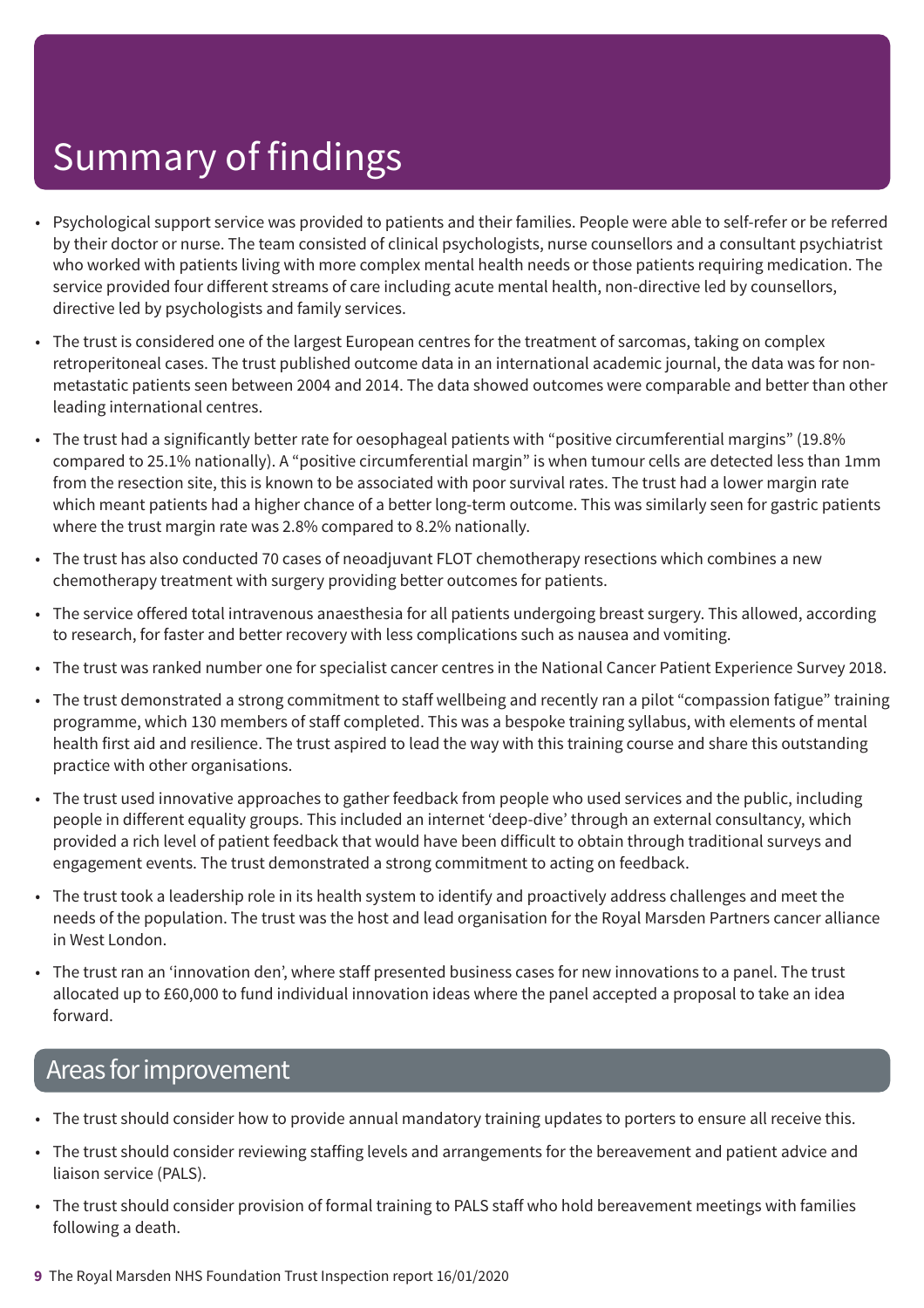# Summary of findings

- Psychological support service was provided to patients and their families. People were able to self-refer or be referred by their doctor or nurse. The team consisted of clinical psychologists, nurse counsellors and a consultant psychiatrist who worked with patients living with more complex mental health needs or those patients requiring medication. The service provided four different streams of care including acute mental health, non-directive led by counsellors, directive led by psychologists and family services.
- The trust is considered one of the largest European centres for the treatment of sarcomas, taking on complex retroperitoneal cases. The trust published outcome data in an international academic journal, the data was for non-metastatic patients seen between 2004 and 2014. The data showed outcomes were comparable and better than other leading international centres.
- The trust had a significantly better rate for oesophageal patients with "positive circumferential margins" (19.8% compared to 25.1% nationally). A "positive circumferential margin" is when tumour cells are detected less than 1mm from the resection site, this is known to be associated with poor survival rates. The trust had a lower margin rate which meant patients had a higher chance of a better long-term outcome. This was similarly seen for gastric patients where the trust margin rate was 2.8% compared to 8.2% nationally.
- The trust has also conducted 70 cases of neoadjuvant FLOT chemotherapy resections which combines a new chemotherapy treatment with surgery providing better outcomes for patients.
- The service offered total intravenous anaesthesia for all patients undergoing breast surgery. This allowed, according to research, for faster and better recovery with less complications such as nausea and vomiting.
- The trust was ranked number one for specialist cancer centres in the National Cancer Patient Experience Survey 2018.
- The trust demonstrated a strong commitment to staff wellbeing and recently ran a pilot "compassion fatigue" training programme, which 130 members of staff completed. This was a bespoke training syllabus, with elements of mental health first aid and resilience. The trust aspired to lead the way with this training course and share this outstanding practice with other organisations.
- The trust used innovative approaches to gather feedback from people who used services and the public, including people in different equality groups. This included an internet 'deep-dive' through an external consultancy, which provided a rich level of patient feedback that would have been difficult to obtain through traditional surveys and engagement events. The trust demonstrated a strong commitment to acting on feedback.
- The trust took a leadership role in its health system to identify and proactively address challenges and meet the needs of the population. The trust was the host and lead organisation for the Royal Marsden Partners cancer alliance in West London.
- The trust ran an 'innovation den', where staff presented business cases for new innovations to a panel. The trust allocated up to £60,000 to fund individual innovation ideas where the panel accepted a proposal to take an idea forward.

## Areas for improvement

- The trust should consider how to provide annual mandatory training updates to porters to ensure all receive this.
- The trust should consider reviewing staffing levels and arrangements for the bereavement and patient advice and liaison service (PALS).
- The trust should consider provision of formal training to PALS staff who hold bereavement meetings with families following a death.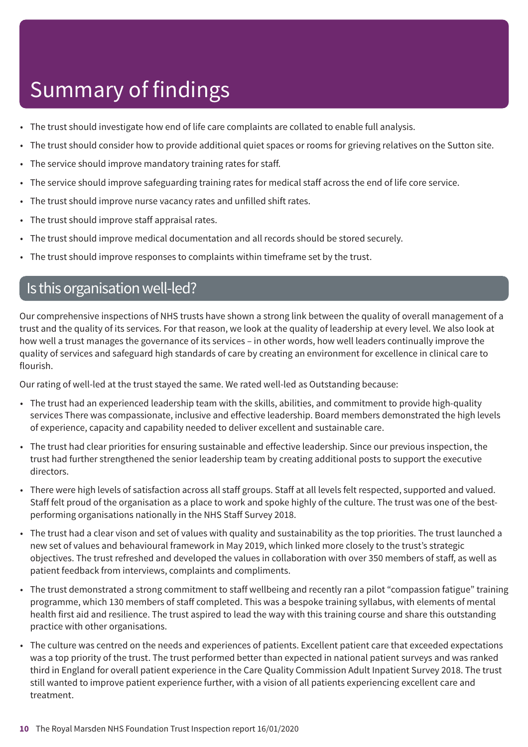# Summary of findings

- The trust should investigate how end of life care complaints are collated to enable full analysis.
- The trust should consider how to provide additional quiet spaces or rooms for grieving relatives on the Sutton site.
- The service should improve mandatory training rates for staff.
- The service should improve safeguarding training rates for medical staff across the end of life core service.
- The trust should improve nurse vacancy rates and unfilled shift rates.
- The trust should improve staff appraisal rates.
- The trust should improve medical documentation and all records should be stored securely.
- The trust should improve responses to complaints within timeframe set by the trust.

## Is this organisation well-led?

Our comprehensive inspections of NHS trusts have shown a strong link between the quality of overall management of a trust and the quality of its services. For that reason, we look at the quality of leadership at every level. We also look at how well a trust manages the governance of its services – in other words, how well leaders continually improve the quality of services and safeguard high standards of care by creating an environment for excellence in clinical care to flourish.

Our rating of well-led at the trust stayed the same. We rated well-led as Outstanding because:

- The trust had an experienced leadership team with the skills, abilities, and commitment to provide high-quality services There was compassionate, inclusive and effective leadership. Board members demonstrated the high levels of experience, capacity and capability needed to deliver excellent and sustainable care.
- The trust had clear priorities for ensuring sustainable and effective leadership. Since our previous inspection, the trust had further strengthened the senior leadership team by creating additional posts to support the executive directors.
- There were high levels of satisfaction across all staff groups. Staff at all levels felt respected, supported and valued. Staff felt proud of the organisation as a place to work and spoke highly of the culture. The trust was one of the best-performing organisations nationally in the NHS Staff Survey 2018.
- The trust had a clear vison and set of values with quality and sustainability as the top priorities. The trust launched a new set of values and behavioural framework in May 2019, which linked more closely to the trust's strategic objectives. The trust refreshed and developed the values in collaboration with over 350 members of staff, as well as patient feedback from interviews, complaints and compliments.
- The trust demonstrated a strong commitment to staff wellbeing and recently ran a pilot "compassion fatigue" training programme, which 130 members of staff completed. This was a bespoke training syllabus, with elements of mental health first aid and resilience. The trust aspired to lead the way with this training course and share this outstanding practice with other organisations.
- The culture was centred on the needs and experiences of patients. Excellent patient care that exceeded expectations was a top priority of the trust. The trust performed better than expected in national patient surveys and was ranked third in England for overall patient experience in the Care Quality Commission Adult Inpatient Survey 2018. The trust still wanted to improve patient experience further, with a vision of all patients experiencing excellent care and treatment.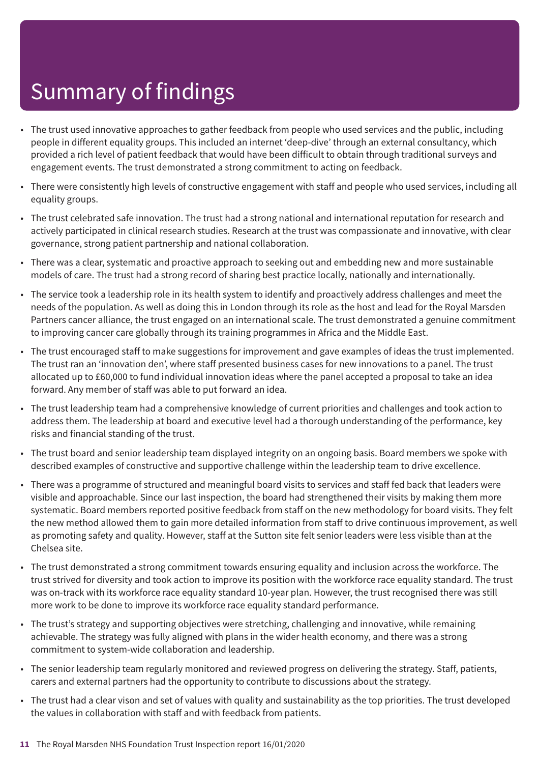# Summary of findings

- The trust used innovative approaches to gather feedback from people who used services and the public, including people in different equality groups. This included an internet 'deep-dive' through an external consultancy, which provided a rich level of patient feedback that would have been difficult to obtain through traditional surveys and engagement events. The trust demonstrated a strong commitment to acting on feedback.
- There were consistently high levels of constructive engagement with staff and people who used services, including all equality groups.
- The trust celebrated safe innovation. The trust had a strong national and international reputation for research and actively participated in clinical research studies. Research at the trust was compassionate and innovative, with clear governance, strong patient partnership and national collaboration.
- There was a clear, systematic and proactive approach to seeking out and embedding new and more sustainable models of care. The trust had a strong record of sharing best practice locally, nationally and internationally.
- The service took a leadership role in its health system to identify and proactively address challenges and meet the needs of the population. As well as doing this in London through its role as the host and lead for the Royal Marsden Partners cancer alliance, the trust engaged on an international scale. The trust demonstrated a genuine commitment to improving cancer care globally through its training programmes in Africa and the Middle East.
- The trust encouraged staff to make suggestions for improvement and gave examples of ideas the trust implemented. The trust ran an 'innovation den', where staff presented business cases for new innovations to a panel. The trust allocated up to £60,000 to fund individual innovation ideas where the panel accepted a proposal to take an idea forward. Any member of staff was able to put forward an idea.
- The trust leadership team had a comprehensive knowledge of current priorities and challenges and took action to address them. The leadership at board and executive level had a thorough understanding of the performance, key risks and financial standing of the trust.
- The trust board and senior leadership team displayed integrity on an ongoing basis. Board members we spoke with described examples of constructive and supportive challenge within the leadership team to drive excellence.
- There was a programme of structured and meaningful board visits to services and staff fed back that leaders were visible and approachable. Since our last inspection, the board had strengthened their visits by making them more systematic. Board members reported positive feedback from staff on the new methodology for board visits. They felt the new method allowed them to gain more detailed information from staff to drive continuous improvement, as well as promoting safety and quality. However, staff at the Sutton site felt senior leaders were less visible than at the Chelsea site.
- The trust demonstrated a strong commitment towards ensuring equality and inclusion across the workforce. The trust strived for diversity and took action to improve its position with the workforce race equality standard. The trust was on-track with its workforce race equality standard 10-year plan. However, the trust recognised there was still more work to be done to improve its workforce race equality standard performance.
- The trust's strategy and supporting objectives were stretching, challenging and innovative, while remaining achievable. The strategy was fully aligned with plans in the wider health economy, and there was a strong commitment to system-wide collaboration and leadership.
- The senior leadership team regularly monitored and reviewed progress on delivering the strategy. Staff, patients, carers and external partners had the opportunity to contribute to discussions about the strategy.
- The trust had a clear vison and set of values with quality and sustainability as the top priorities. The trust developed the values in collaboration with staff and with feedback from patients.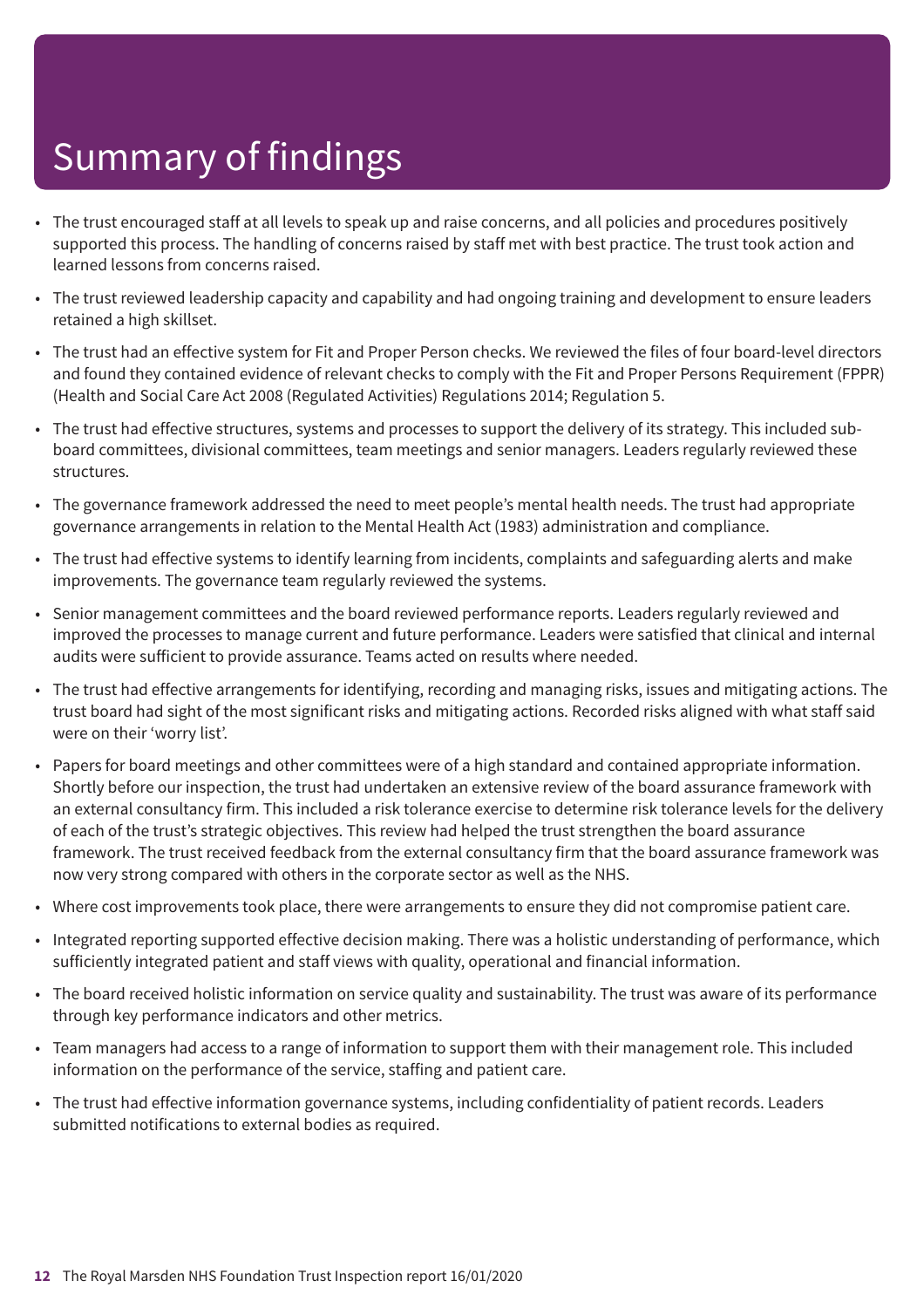# Summary of findings

- The trust encouraged staff at all levels to speak up and raise concerns, and all policies and procedures positively supported this process. The handling of concerns raised by staff met with best practice. The trust took action and learned lessons from concerns raised.
- The trust reviewed leadership capacity and capability and had ongoing training and development to ensure leaders retained a high skillset.
- The trust had an effective system for Fit and Proper Person checks. We reviewed the files of four board-level directors and found they contained evidence of relevant checks to comply with the Fit and Proper Persons Requirement (FPPR) (Health and Social Care Act 2008 (Regulated Activities) Regulations 2014; Regulation 5.
- The trust had effective structures, systems and processes to support the delivery of its strategy. This included sub-board committees, divisional committees, team meetings and senior managers. Leaders regularly reviewed these structures.
- The governance framework addressed the need to meet people's mental health needs. The trust had appropriate governance arrangements in relation to the Mental Health Act (1983) administration and compliance.
- The trust had effective systems to identify learning from incidents, complaints and safeguarding alerts and make improvements. The governance team regularly reviewed the systems.
- Senior management committees and the board reviewed performance reports. Leaders regularly reviewed and improved the processes to manage current and future performance. Leaders were satisfied that clinical and internal audits were sufficient to provide assurance. Teams acted on results where needed.
- The trust had effective arrangements for identifying, recording and managing risks, issues and mitigating actions. The trust board had sight of the most significant risks and mitigating actions. Recorded risks aligned with what staff said were on their 'worry list'.
- Papers for board meetings and other committees were of a high standard and contained appropriate information. Shortly before our inspection, the trust had undertaken an extensive review of the board assurance framework with an external consultancy firm. This included a risk tolerance exercise to determine risk tolerance levels for the delivery of each of the trust's strategic objectives. This review had helped the trust strengthen the board assurance framework. The trust received feedback from the external consultancy firm that the board assurance framework was now very strong compared with others in the corporate sector as well as the NHS.
- Where cost improvements took place, there were arrangements to ensure they did not compromise patient care.
- Integrated reporting supported effective decision making. There was a holistic understanding of performance, which sufficiently integrated patient and staff views with quality, operational and financial information.
- The board received holistic information on service quality and sustainability. The trust was aware of its performance through key performance indicators and other metrics.
- Team managers had access to a range of information to support them with their management role. This included information on the performance of the service, staffing and patient care.
- The trust had effective information governance systems, including confidentiality of patient records. Leaders submitted notifications to external bodies as required.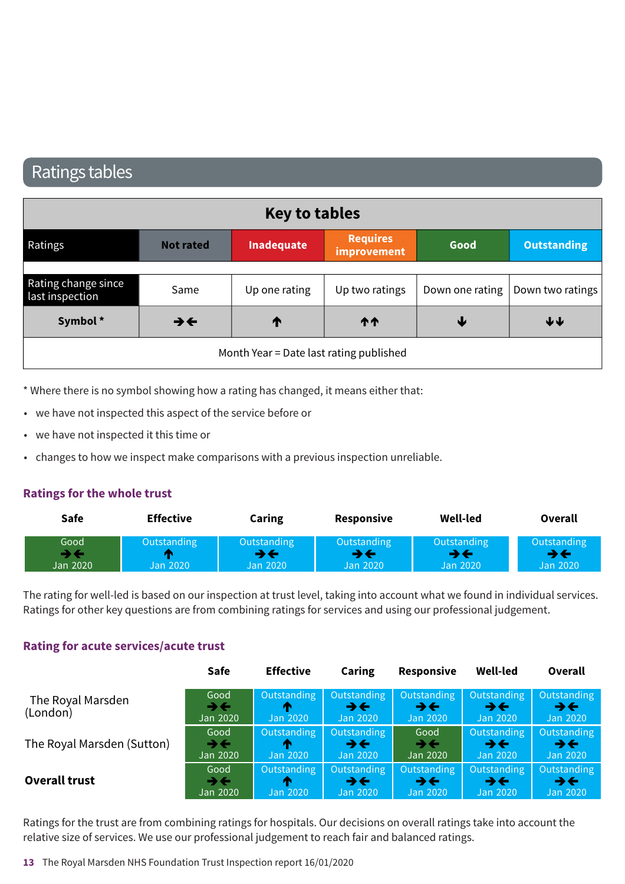## Ratings tables

| Key to tables | | | | | |
|---|---|---|---|---|---|
| Ratings | Not rated | Inadequate | Requires improvement | Good | Outstanding |
| Rating change since last inspection | Same | Up one rating | Up two ratings | Down one rating | Down two ratings |
| **Symbol *** | → ← | ↑ | ↑↑ | ↓ | ↓↓ |
| Month Year = Date last rating published | | | | | |

* Where there is no symbol showing how a rating has changed, it means either that:

- we have not inspected this aspect of the service before or
- we have not inspected it this time or
- changes to how we inspect make comparisons with a previous inspection unreliable.

### Ratings for the whole trust

| Safe | Effective | Caring | Responsive | Well-led | Overall |
|---|---|---|---|---|---|
| Good → ← Jan 2020 | Outstanding ↑ Jan 2020 | Outstanding → ← Jan 2020 | Outstanding → ← Jan 2020 | Outstanding → ← Jan 2020 | Outstanding → ← Jan 2020 |

The rating for well-led is based on our inspection at trust level, taking into account what we found in individual services. Ratings for other key questions are from combining ratings for services and using our professional judgement.

### Rating for acute services/acute trust

| | Safe | Effective | Caring | Responsive | Well-led | Overall |
|---|---|---|---|---|---|---|
| The Royal Marsden (London) | Good → ← Jan 2020 | Outstanding ↑ Jan 2020 | Outstanding → ← Jan 2020 | Outstanding → ← Jan 2020 | Outstanding → ← Jan 2020 | Outstanding → ← Jan 2020 |
| The Royal Marsden (Sutton) | Good → ← Jan 2020 | Outstanding ↑ Jan 2020 | Outstanding → ← Jan 2020 | Good → ← Jan 2020 | Outstanding → ← Jan 2020 | Outstanding → ← Jan 2020 |
| **Overall trust** | Good → ← Jan 2020 | Outstanding ↑ Jan 2020 | Outstanding → ← Jan 2020 | Outstanding → ← Jan 2020 | Outstanding → ← Jan 2020 | Outstanding → ← Jan 2020 |

Ratings for the trust are from combining ratings for hospitals. Our decisions on overall ratings take into account the relative size of services. We use our professional judgement to reach fair and balanced ratings.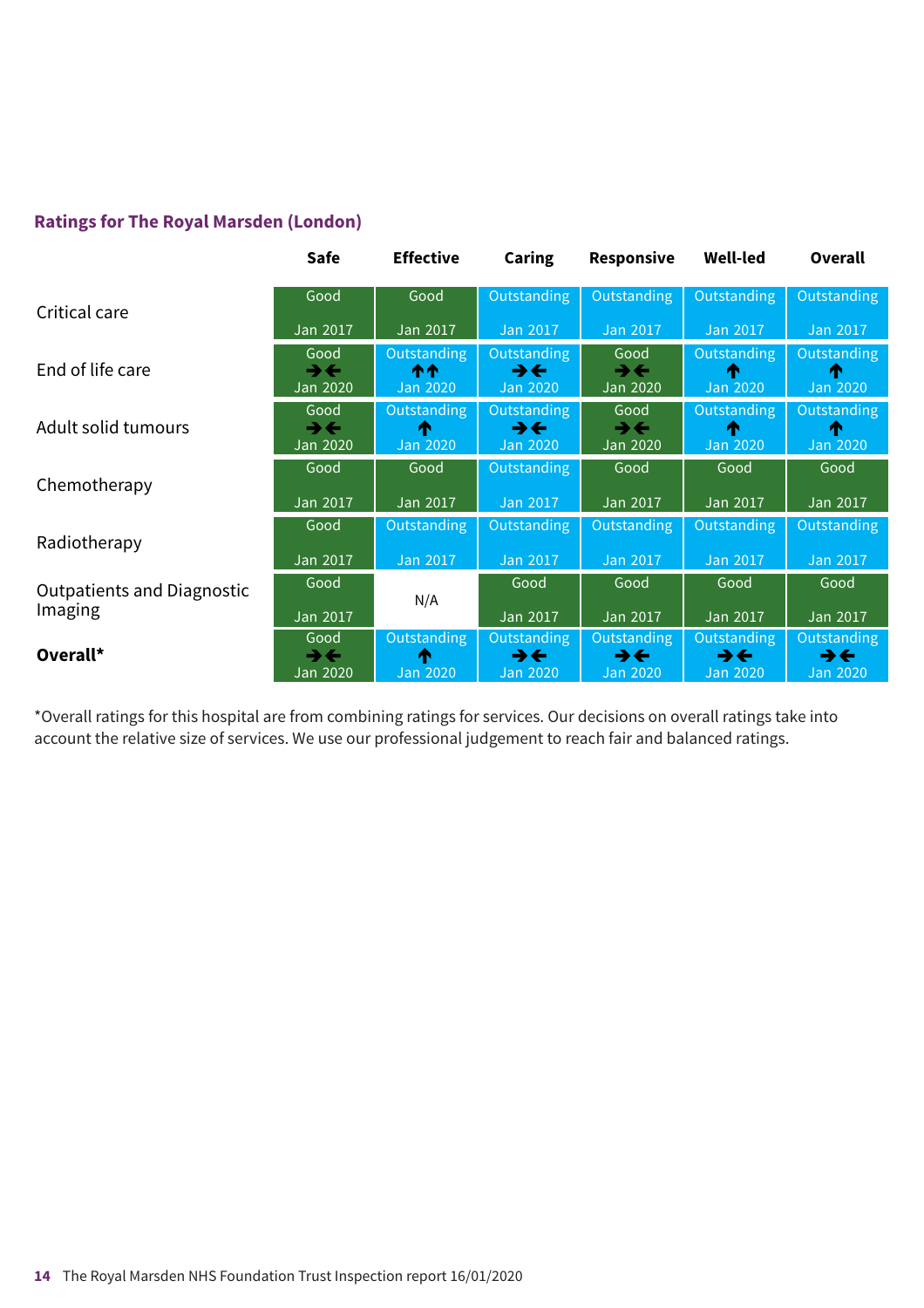**Ratings for The Royal Marsden (London)**

| | Safe | Effective | Caring | Responsive | Well-led | Overall |
|---|---|---|---|---|---|---|
| Critical care | Good<br>Jan 2017 | Good<br>Jan 2017 | Outstanding<br>Jan 2017 | Outstanding<br>Jan 2017 | Outstanding<br>Jan 2017 | Outstanding<br>Jan 2017 |
| End of life care | Good<br>➔🡐<br>Jan 2020 | Outstanding<br>🡑🡑<br>Jan 2020 | Outstanding<br>➔🡐<br>Jan 2020 | Good<br>➔🡐<br>Jan 2020 | Outstanding<br>🡑<br>Jan 2020 | Outstanding<br>🡑<br>Jan 2020 |
| Adult solid tumours | Good<br>➔🡐<br>Jan 2020 | Outstanding<br>🡑<br>Jan 2020 | Outstanding<br>➔🡐<br>Jan 2020 | Good<br>➔🡐<br>Jan 2020 | Outstanding<br>🡑<br>Jan 2020 | Outstanding<br>🡑<br>Jan 2020 |
| Chemotherapy | Good<br>Jan 2017 | Good<br>Jan 2017 | Outstanding<br>Jan 2017 | Good<br>Jan 2017 | Good<br>Jan 2017 | Good<br>Jan 2017 |
| Radiotherapy | Good<br>Jan 2017 | Outstanding<br>Jan 2017 | Outstanding<br>Jan 2017 | Outstanding<br>Jan 2017 | Outstanding<br>Jan 2017 | Outstanding<br>Jan 2017 |
| Outpatients and Diagnostic Imaging | Good<br>Jan 2017 | N/A | Good<br>Jan 2017 | Good<br>Jan 2017 | Good<br>Jan 2017 | Good<br>Jan 2017 |
| **Overall*** | Good<br>➔🡐<br>Jan 2020 | Outstanding<br>🡑<br>Jan 2020 | Outstanding<br>➔🡐<br>Jan 2020 | Outstanding<br>➔🡐<br>Jan 2020 | Outstanding<br>➔🡐<br>Jan 2020 | Outstanding<br>➔🡐<br>Jan 2020 |

*Overall ratings for this hospital are from combining ratings for services. Our decisions on overall ratings take into account the relative size of services. We use our professional judgement to reach fair and balanced ratings.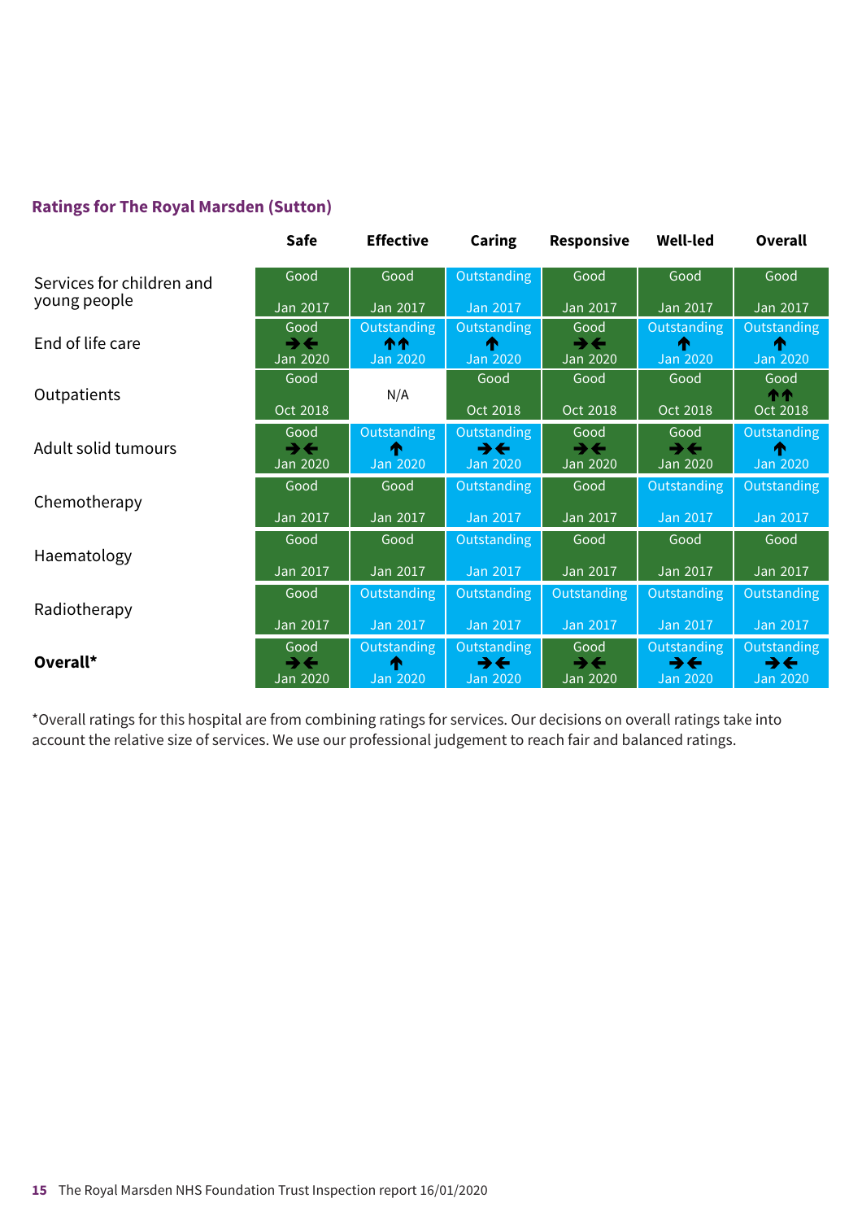## Ratings for The Royal Marsden (Sutton)

| | Safe | Effective | Caring | Responsive | Well-led | Overall |
|---|---|---|---|---|---|---|
| Services for children and young people | Good Jan 2017 | Good Jan 2017 | Outstanding Jan 2017 | Good Jan 2017 | Good Jan 2017 | Good Jan 2017 |
| End of life care | Good ➔⬅ Jan 2020 | Outstanding ↑↑ Jan 2020 | Outstanding ↑ Jan 2020 | Good ➔⬅ Jan 2020 | Outstanding ↑ Jan 2020 | Outstanding ↑ Jan 2020 |
| Outpatients | Good Oct 2018 | N/A | Good Oct 2018 | Good Oct 2018 | Good Oct 2018 | Good ↑↑ Oct 2018 |
| Adult solid tumours | Good ➔⬅ Jan 2020 | Outstanding ↑ Jan 2020 | Outstanding ➔⬅ Jan 2020 | Good ➔⬅ Jan 2020 | Good ➔⬅ Jan 2020 | Outstanding ↑ Jan 2020 |
| Chemotherapy | Good Jan 2017 | Good Jan 2017 | Outstanding Jan 2017 | Good Jan 2017 | Outstanding Jan 2017 | Outstanding Jan 2017 |
| Haematology | Good Jan 2017 | Good Jan 2017 | Outstanding Jan 2017 | Good Jan 2017 | Good Jan 2017 | Good Jan 2017 |
| Radiotherapy | Good Jan 2017 | Outstanding Jan 2017 | Outstanding Jan 2017 | Outstanding Jan 2017 | Outstanding Jan 2017 | Outstanding Jan 2017 |
| **Overall*** | Good ➔⬅ Jan 2020 | Outstanding ↑ Jan 2020 | Outstanding ➔⬅ Jan 2020 | Good ➔⬅ Jan 2020 | Outstanding ➔⬅ Jan 2020 | Outstanding ➔⬅ Jan 2020 |

*Overall ratings for this hospital are from combining ratings for services. Our decisions on overall ratings take into account the relative size of services. We use our professional judgement to reach fair and balanced ratings.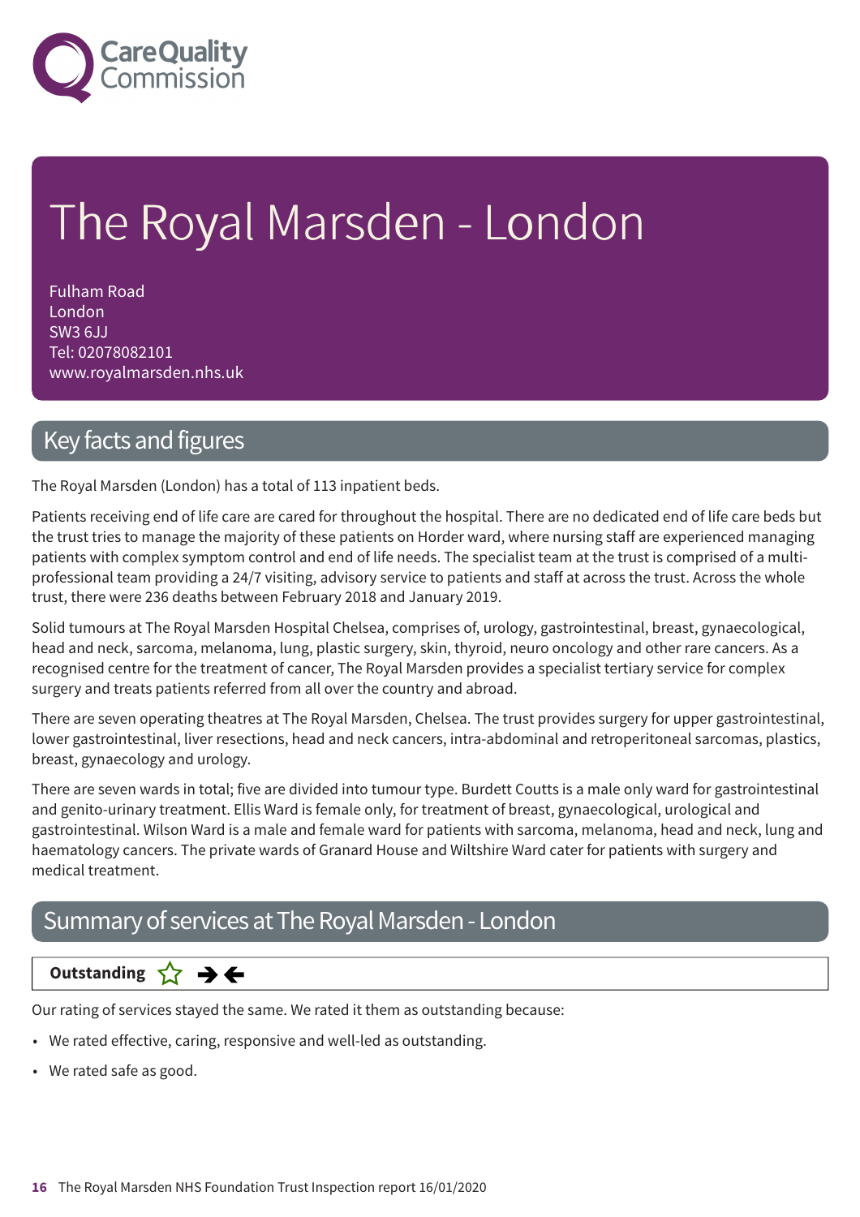# The Royal Marsden - London

Fulham Road
London
SW3 6JJ
Tel: 02078082101
www.royalmarsden.nhs.uk

## Key facts and figures

The Royal Marsden (London) has a total of 113 inpatient beds.

Patients receiving end of life care are cared for throughout the hospital. There are no dedicated end of life care beds but the trust tries to manage the majority of these patients on Horder ward, where nursing staff are experienced managing patients with complex symptom control and end of life needs. The specialist team at the trust is comprised of a multi-professional team providing a 24/7 visiting, advisory service to patients and staff at across the trust. Across the whole trust, there were 236 deaths between February 2018 and January 2019.

Solid tumours at The Royal Marsden Hospital Chelsea, comprises of, urology, gastrointestinal, breast, gynaecological, head and neck, sarcoma, melanoma, lung, plastic surgery, skin, thyroid, neuro oncology and other rare cancers. As a recognised centre for the treatment of cancer, The Royal Marsden provides a specialist tertiary service for complex surgery and treats patients referred from all over the country and abroad.

There are seven operating theatres at The Royal Marsden, Chelsea. The trust provides surgery for upper gastrointestinal, lower gastrointestinal, liver resections, head and neck cancers, intra-abdominal and retroperitoneal sarcomas, plastics, breast, gynaecology and urology.

There are seven wards in total; five are divided into tumour type. Burdett Coutts is a male only ward for gastrointestinal and genito-urinary treatment. Ellis Ward is female only, for treatment of breast, gynaecological, urological and gastrointestinal. Wilson Ward is a male and female ward for patients with sarcoma, melanoma, head and neck, lung and haematology cancers. The private wards of Granard House and Wiltshire Ward cater for patients with surgery and medical treatment.

## Summary of services at The Royal Marsden - London

**Outstanding** ☆ ➔←

Our rating of services stayed the same. We rated it them as outstanding because:

- We rated effective, caring, responsive and well-led as outstanding.
- We rated safe as good.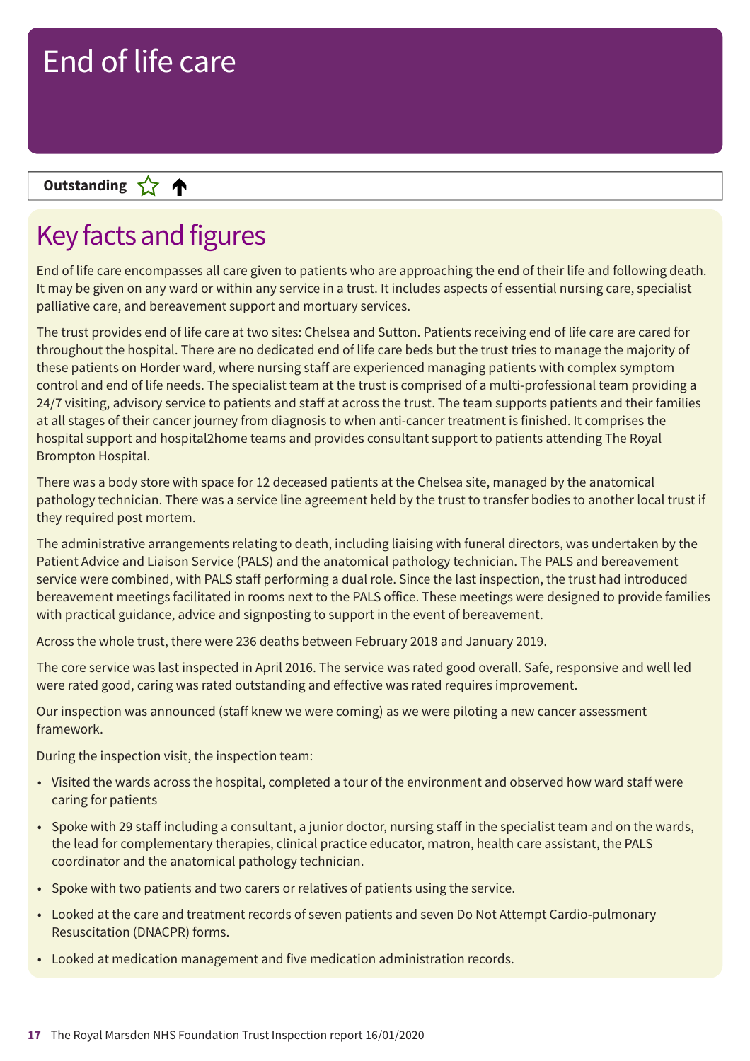# End of life care

**Outstanding** ☆ ↑

## Key facts and figures

End of life care encompasses all care given to patients who are approaching the end of their life and following death. It may be given on any ward or within any service in a trust. It includes aspects of essential nursing care, specialist palliative care, and bereavement support and mortuary services.

The trust provides end of life care at two sites: Chelsea and Sutton. Patients receiving end of life care are cared for throughout the hospital. There are no dedicated end of life care beds but the trust tries to manage the majority of these patients on Horder ward, where nursing staff are experienced managing patients with complex symptom control and end of life needs. The specialist team at the trust is comprised of a multi-professional team providing a 24/7 visiting, advisory service to patients and staff at across the trust. The team supports patients and their families at all stages of their cancer journey from diagnosis to when anti-cancer treatment is finished. It comprises the hospital support and hospital2home teams and provides consultant support to patients attending The Royal Brompton Hospital.

There was a body store with space for 12 deceased patients at the Chelsea site, managed by the anatomical pathology technician. There was a service line agreement held by the trust to transfer bodies to another local trust if they required post mortem.

The administrative arrangements relating to death, including liaising with funeral directors, was undertaken by the Patient Advice and Liaison Service (PALS) and the anatomical pathology technician. The PALS and bereavement service were combined, with PALS staff performing a dual role. Since the last inspection, the trust had introduced bereavement meetings facilitated in rooms next to the PALS office. These meetings were designed to provide families with practical guidance, advice and signposting to support in the event of bereavement.

Across the whole trust, there were 236 deaths between February 2018 and January 2019.

The core service was last inspected in April 2016. The service was rated good overall. Safe, responsive and well led were rated good, caring was rated outstanding and effective was rated requires improvement.

Our inspection was announced (staff knew we were coming) as we were piloting a new cancer assessment framework.

During the inspection visit, the inspection team:

- Visited the wards across the hospital, completed a tour of the environment and observed how ward staff were caring for patients
- Spoke with 29 staff including a consultant, a junior doctor, nursing staff in the specialist team and on the wards, the lead for complementary therapies, clinical practice educator, matron, health care assistant, the PALS coordinator and the anatomical pathology technician.
- Spoke with two patients and two carers or relatives of patients using the service.
- Looked at the care and treatment records of seven patients and seven Do Not Attempt Cardio-pulmonary Resuscitation (DNACPR) forms.
- Looked at medication management and five medication administration records.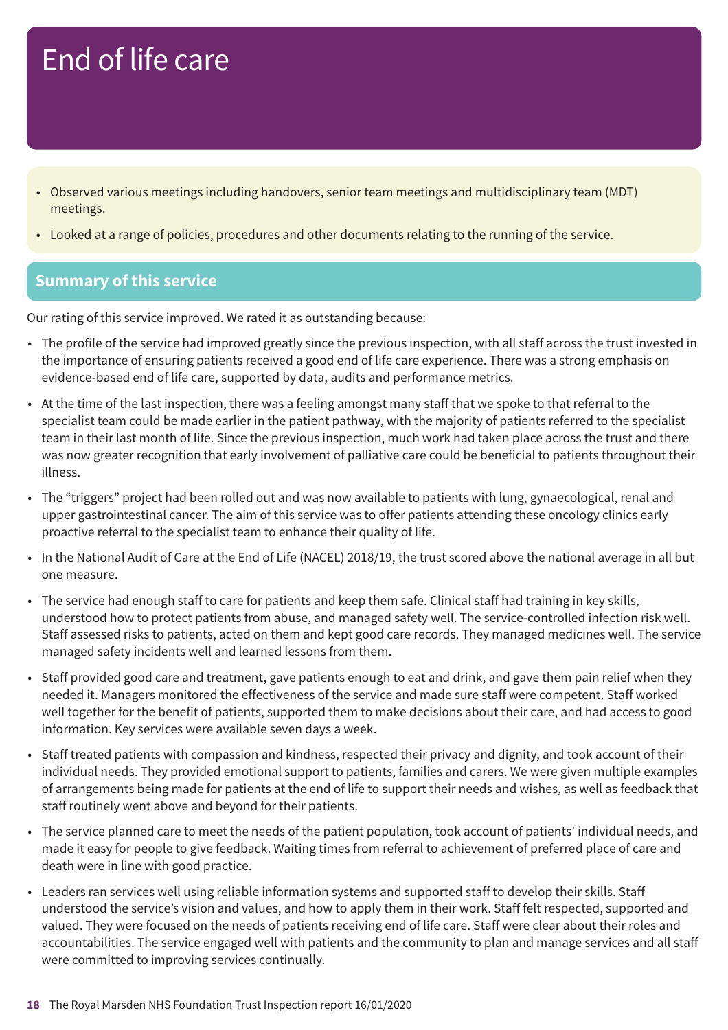# End of life care

- Observed various meetings including handovers, senior team meetings and multidisciplinary team (MDT) meetings.
- Looked at a range of policies, procedures and other documents relating to the running of the service.

## Summary of this service

Our rating of this service improved. We rated it as outstanding because:

- The profile of the service had improved greatly since the previous inspection, with all staff across the trust invested in the importance of ensuring patients received a good end of life care experience. There was a strong emphasis on evidence-based end of life care, supported by data, audits and performance metrics.
- At the time of the last inspection, there was a feeling amongst many staff that we spoke to that referral to the specialist team could be made earlier in the patient pathway, with the majority of patients referred to the specialist team in their last month of life. Since the previous inspection, much work had taken place across the trust and there was now greater recognition that early involvement of palliative care could be beneficial to patients throughout their illness.
- The "triggers" project had been rolled out and was now available to patients with lung, gynaecological, renal and upper gastrointestinal cancer. The aim of this service was to offer patients attending these oncology clinics early proactive referral to the specialist team to enhance their quality of life.
- In the National Audit of Care at the End of Life (NACEL) 2018/19, the trust scored above the national average in all but one measure.
- The service had enough staff to care for patients and keep them safe. Clinical staff had training in key skills, understood how to protect patients from abuse, and managed safety well. The service-controlled infection risk well. Staff assessed risks to patients, acted on them and kept good care records. They managed medicines well. The service managed safety incidents well and learned lessons from them.
- Staff provided good care and treatment, gave patients enough to eat and drink, and gave them pain relief when they needed it. Managers monitored the effectiveness of the service and made sure staff were competent. Staff worked well together for the benefit of patients, supported them to make decisions about their care, and had access to good information. Key services were available seven days a week.
- Staff treated patients with compassion and kindness, respected their privacy and dignity, and took account of their individual needs. They provided emotional support to patients, families and carers. We were given multiple examples of arrangements being made for patients at the end of life to support their needs and wishes, as well as feedback that staff routinely went above and beyond for their patients.
- The service planned care to meet the needs of the patient population, took account of patients' individual needs, and made it easy for people to give feedback. Waiting times from referral to achievement of preferred place of care and death were in line with good practice.
- Leaders ran services well using reliable information systems and supported staff to develop their skills. Staff understood the service's vision and values, and how to apply them in their work. Staff felt respected, supported and valued. They were focused on the needs of patients receiving end of life care. Staff were clear about their roles and accountabilities. The service engaged well with patients and the community to plan and manage services and all staff were committed to improving services continually.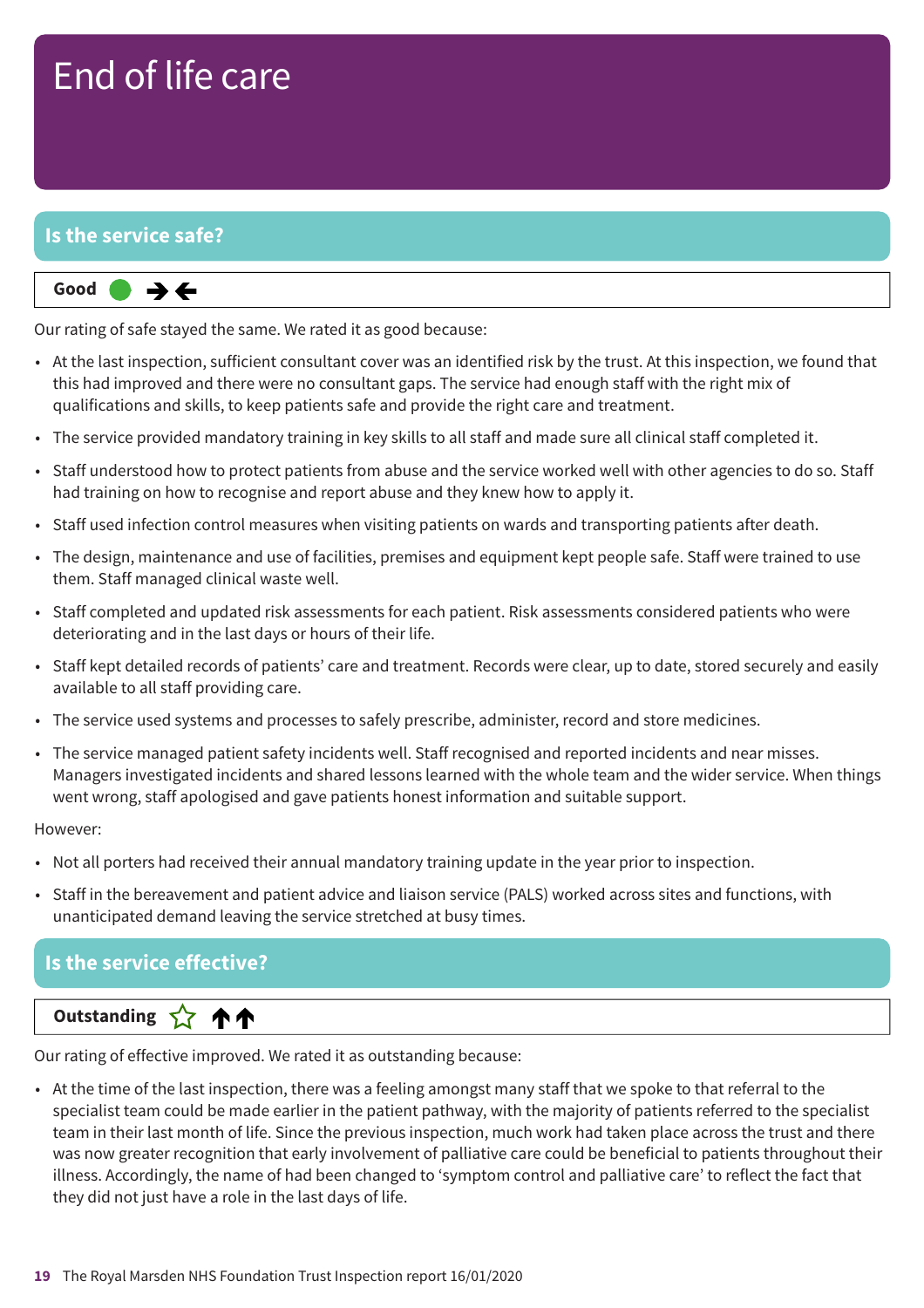# End of life care

## Is the service safe?

**Good** → ←

Our rating of safe stayed the same. We rated it as good because:

- At the last inspection, sufficient consultant cover was an identified risk by the trust. At this inspection, we found that this had improved and there were no consultant gaps. The service had enough staff with the right mix of qualifications and skills, to keep patients safe and provide the right care and treatment.
- The service provided mandatory training in key skills to all staff and made sure all clinical staff completed it.
- Staff understood how to protect patients from abuse and the service worked well with other agencies to do so. Staff had training on how to recognise and report abuse and they knew how to apply it.
- Staff used infection control measures when visiting patients on wards and transporting patients after death.
- The design, maintenance and use of facilities, premises and equipment kept people safe. Staff were trained to use them. Staff managed clinical waste well.
- Staff completed and updated risk assessments for each patient. Risk assessments considered patients who were deteriorating and in the last days or hours of their life.
- Staff kept detailed records of patients' care and treatment. Records were clear, up to date, stored securely and easily available to all staff providing care.
- The service used systems and processes to safely prescribe, administer, record and store medicines.
- The service managed patient safety incidents well. Staff recognised and reported incidents and near misses. Managers investigated incidents and shared lessons learned with the whole team and the wider service. When things went wrong, staff apologised and gave patients honest information and suitable support.

However:

- Not all porters had received their annual mandatory training update in the year prior to inspection.
- Staff in the bereavement and patient advice and liaison service (PALS) worked across sites and functions, with unanticipated demand leaving the service stretched at busy times.

## Is the service effective?

**Outstanding** ☆ ↑↑

Our rating of effective improved. We rated it as outstanding because:

- At the time of the last inspection, there was a feeling amongst many staff that we spoke to that referral to the specialist team could be made earlier in the patient pathway, with the majority of patients referred to the specialist team in their last month of life. Since the previous inspection, much work had taken place across the trust and there was now greater recognition that early involvement of palliative care could be beneficial to patients throughout their illness. Accordingly, the name of had been changed to 'symptom control and palliative care' to reflect the fact that they did not just have a role in the last days of life.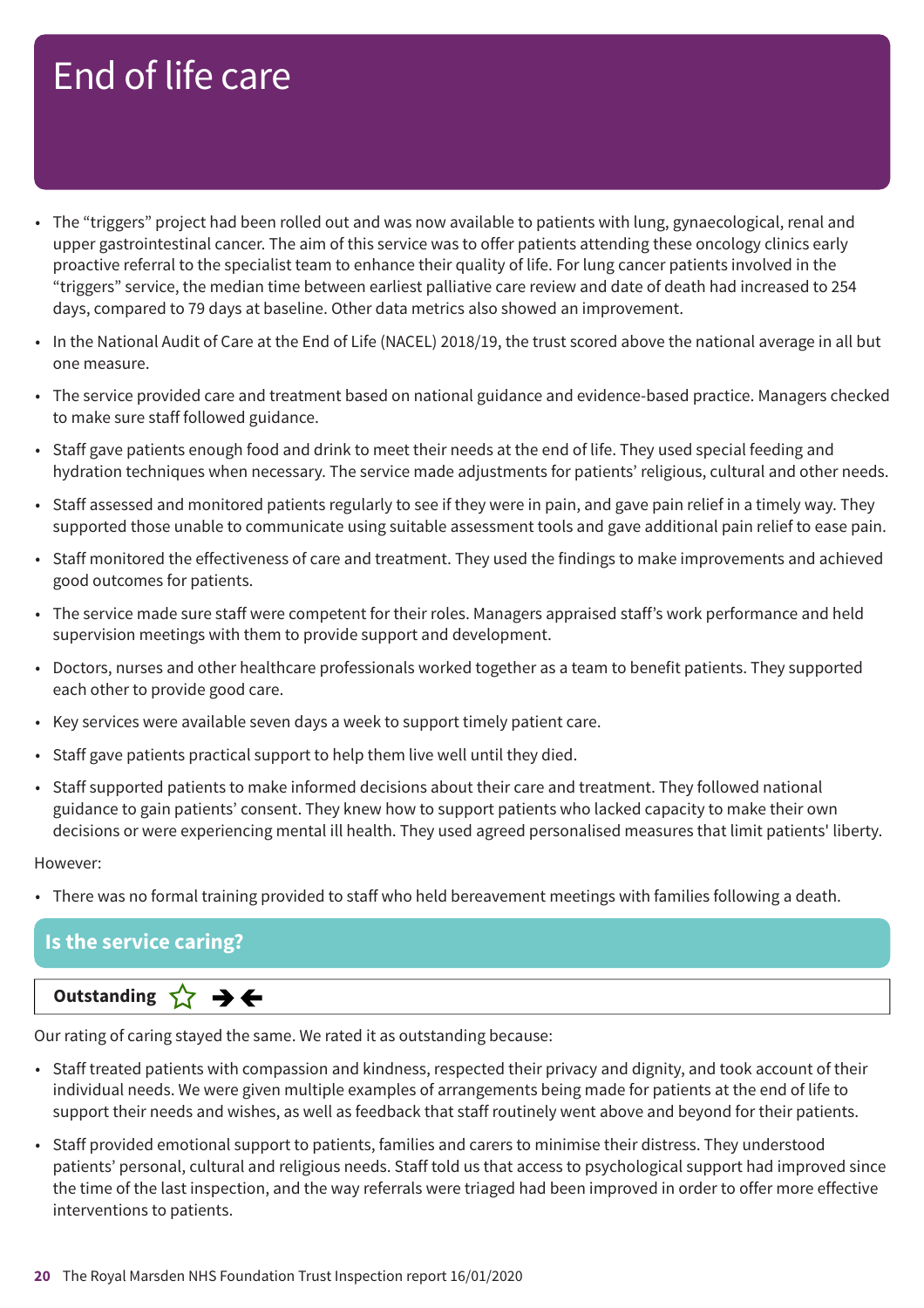# End of life care

- The "triggers" project had been rolled out and was now available to patients with lung, gynaecological, renal and upper gastrointestinal cancer. The aim of this service was to offer patients attending these oncology clinics early proactive referral to the specialist team to enhance their quality of life. For lung cancer patients involved in the "triggers" service, the median time between earliest palliative care review and date of death had increased to 254 days, compared to 79 days at baseline. Other data metrics also showed an improvement.
- In the National Audit of Care at the End of Life (NACEL) 2018/19, the trust scored above the national average in all but one measure.
- The service provided care and treatment based on national guidance and evidence-based practice. Managers checked to make sure staff followed guidance.
- Staff gave patients enough food and drink to meet their needs at the end of life. They used special feeding and hydration techniques when necessary. The service made adjustments for patients' religious, cultural and other needs.
- Staff assessed and monitored patients regularly to see if they were in pain, and gave pain relief in a timely way. They supported those unable to communicate using suitable assessment tools and gave additional pain relief to ease pain.
- Staff monitored the effectiveness of care and treatment. They used the findings to make improvements and achieved good outcomes for patients.
- The service made sure staff were competent for their roles. Managers appraised staff's work performance and held supervision meetings with them to provide support and development.
- Doctors, nurses and other healthcare professionals worked together as a team to benefit patients. They supported each other to provide good care.
- Key services were available seven days a week to support timely patient care.
- Staff gave patients practical support to help them live well until they died.
- Staff supported patients to make informed decisions about their care and treatment. They followed national guidance to gain patients' consent. They knew how to support patients who lacked capacity to make their own decisions or were experiencing mental ill health. They used agreed personalised measures that limit patients' liberty.

However:

- There was no formal training provided to staff who held bereavement meetings with families following a death.

## Is the service caring?

**Outstanding** ☆ → ←

Our rating of caring stayed the same. We rated it as outstanding because:

- Staff treated patients with compassion and kindness, respected their privacy and dignity, and took account of their individual needs. We were given multiple examples of arrangements being made for patients at the end of life to support their needs and wishes, as well as feedback that staff routinely went above and beyond for their patients.
- Staff provided emotional support to patients, families and carers to minimise their distress. They understood patients' personal, cultural and religious needs. Staff told us that access to psychological support had improved since the time of the last inspection, and the way referrals were triaged had been improved in order to offer more effective interventions to patients.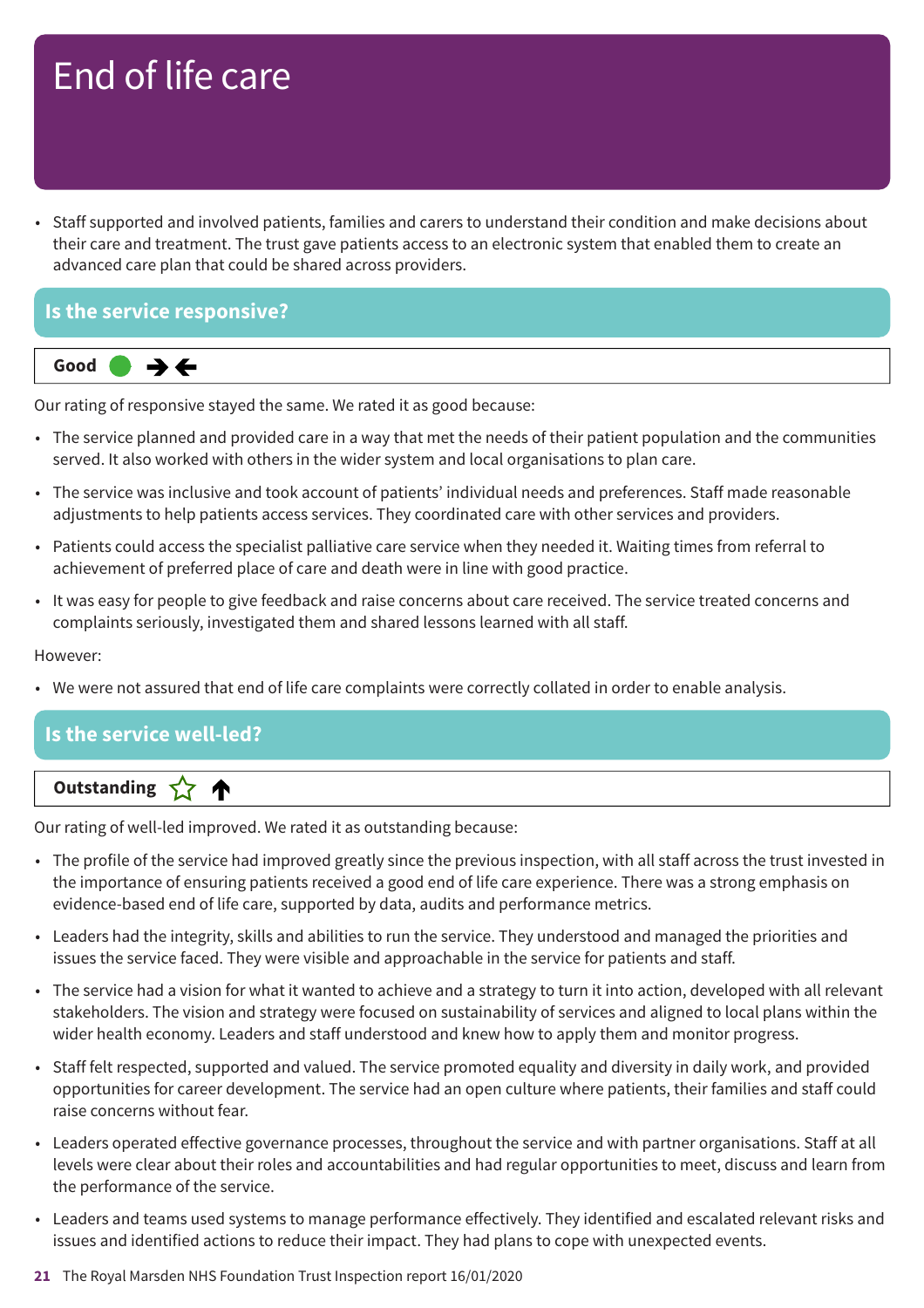# End of life care

- Staff supported and involved patients, families and carers to understand their condition and make decisions about their care and treatment. The trust gave patients access to an electronic system that enabled them to create an advanced care plan that could be shared across providers.

## Is the service responsive?

**Good** ● ➔➔

Our rating of responsive stayed the same. We rated it as good because:

- The service planned and provided care in a way that met the needs of their patient population and the communities served. It also worked with others in the wider system and local organisations to plan care.
- The service was inclusive and took account of patients' individual needs and preferences. Staff made reasonable adjustments to help patients access services. They coordinated care with other services and providers.
- Patients could access the specialist palliative care service when they needed it. Waiting times from referral to achievement of preferred place of care and death were in line with good practice.
- It was easy for people to give feedback and raise concerns about care received. The service treated concerns and complaints seriously, investigated them and shared lessons learned with all staff.

However:

- We were not assured that end of life care complaints were correctly collated in order to enable analysis.

## Is the service well-led?

**Outstanding** ☆ ↑

Our rating of well-led improved. We rated it as outstanding because:

- The profile of the service had improved greatly since the previous inspection, with all staff across the trust invested in the importance of ensuring patients received a good end of life care experience. There was a strong emphasis on evidence-based end of life care, supported by data, audits and performance metrics.
- Leaders had the integrity, skills and abilities to run the service. They understood and managed the priorities and issues the service faced. They were visible and approachable in the service for patients and staff.
- The service had a vision for what it wanted to achieve and a strategy to turn it into action, developed with all relevant stakeholders. The vision and strategy were focused on sustainability of services and aligned to local plans within the wider health economy. Leaders and staff understood and knew how to apply them and monitor progress.
- Staff felt respected, supported and valued. The service promoted equality and diversity in daily work, and provided opportunities for career development. The service had an open culture where patients, their families and staff could raise concerns without fear.
- Leaders operated effective governance processes, throughout the service and with partner organisations. Staff at all levels were clear about their roles and accountabilities and had regular opportunities to meet, discuss and learn from the performance of the service.
- Leaders and teams used systems to manage performance effectively. They identified and escalated relevant risks and issues and identified actions to reduce their impact. They had plans to cope with unexpected events.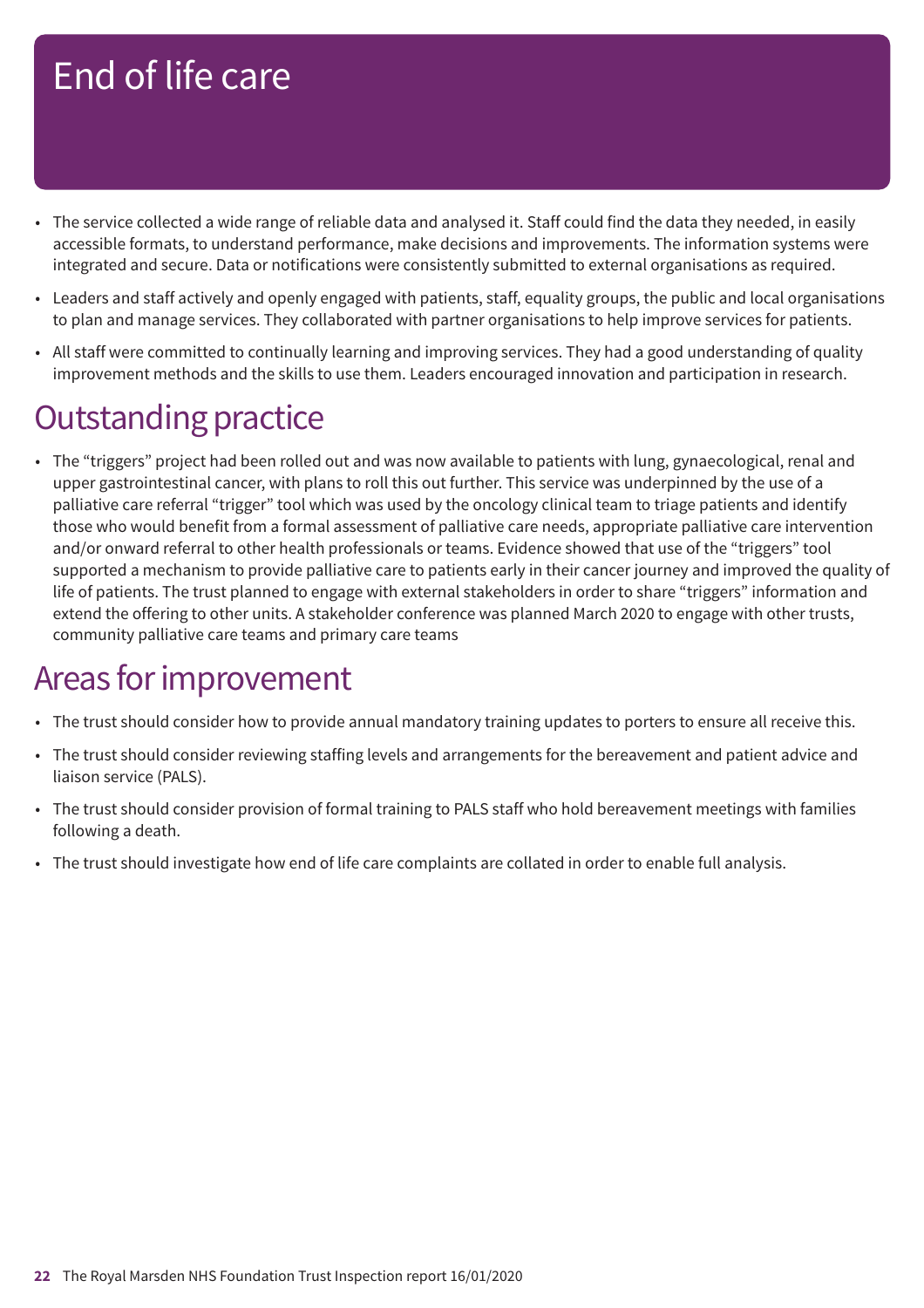# End of life care

- The service collected a wide range of reliable data and analysed it. Staff could find the data they needed, in easily accessible formats, to understand performance, make decisions and improvements. The information systems were integrated and secure. Data or notifications were consistently submitted to external organisations as required.
- Leaders and staff actively and openly engaged with patients, staff, equality groups, the public and local organisations to plan and manage services. They collaborated with partner organisations to help improve services for patients.
- All staff were committed to continually learning and improving services. They had a good understanding of quality improvement methods and the skills to use them. Leaders encouraged innovation and participation in research.

## Outstanding practice

- The "triggers" project had been rolled out and was now available to patients with lung, gynaecological, renal and upper gastrointestinal cancer, with plans to roll this out further. This service was underpinned by the use of a palliative care referral "trigger" tool which was used by the oncology clinical team to triage patients and identify those who would benefit from a formal assessment of palliative care needs, appropriate palliative care intervention and/or onward referral to other health professionals or teams. Evidence showed that use of the "triggers" tool supported a mechanism to provide palliative care to patients early in their cancer journey and improved the quality of life of patients. The trust planned to engage with external stakeholders in order to share "triggers" information and extend the offering to other units. A stakeholder conference was planned March 2020 to engage with other trusts, community palliative care teams and primary care teams

## Areas for improvement

- The trust should consider how to provide annual mandatory training updates to porters to ensure all receive this.
- The trust should consider reviewing staffing levels and arrangements for the bereavement and patient advice and liaison service (PALS).
- The trust should consider provision of formal training to PALS staff who hold bereavement meetings with families following a death.
- The trust should investigate how end of life care complaints are collated in order to enable full analysis.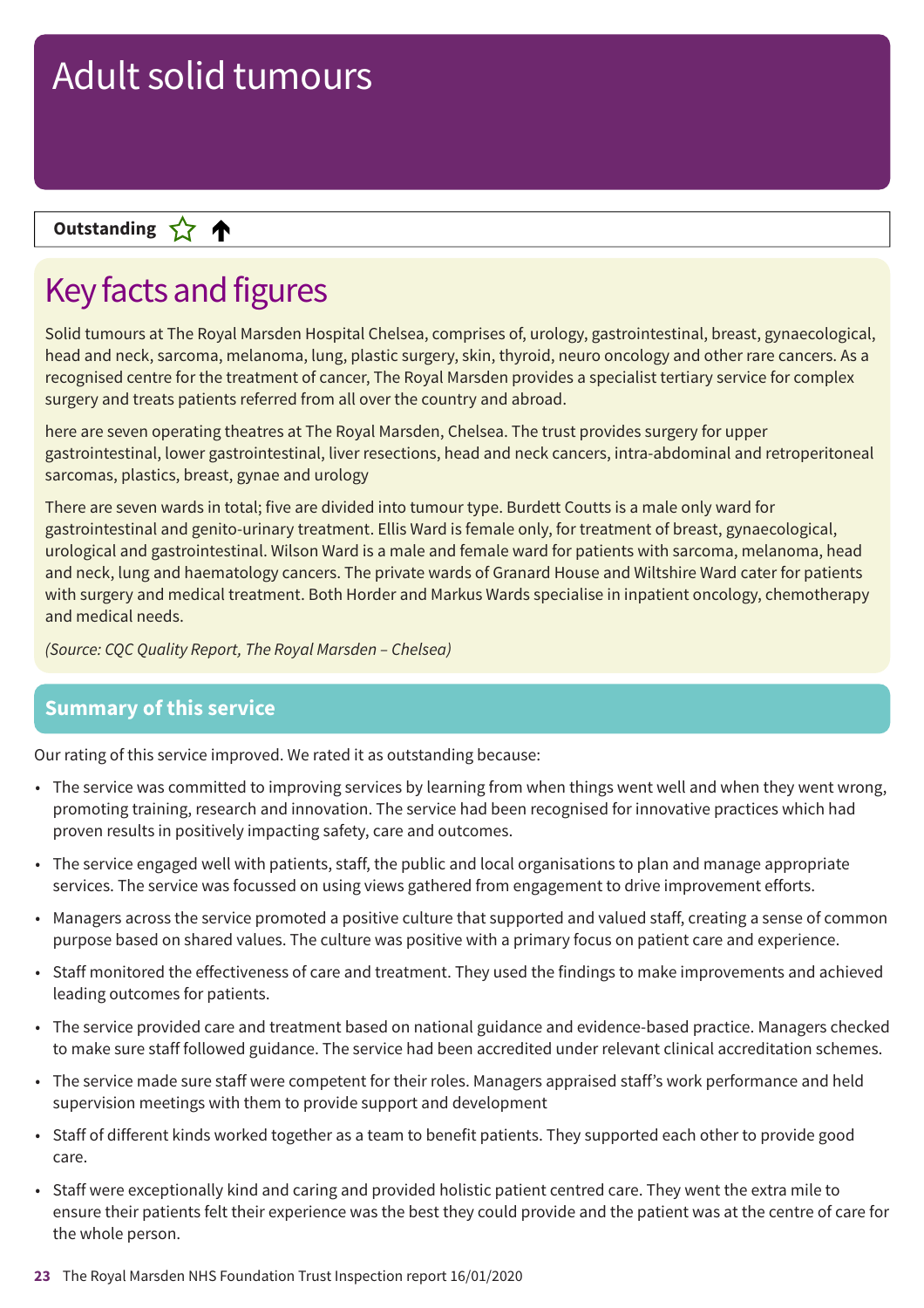# Adult solid tumours

**Outstanding** ☆ ↑

## Key facts and figures

Solid tumours at The Royal Marsden Hospital Chelsea, comprises of, urology, gastrointestinal, breast, gynaecological, head and neck, sarcoma, melanoma, lung, plastic surgery, skin, thyroid, neuro oncology and other rare cancers. As a recognised centre for the treatment of cancer, The Royal Marsden provides a specialist tertiary service for complex surgery and treats patients referred from all over the country and abroad.

here are seven operating theatres at The Royal Marsden, Chelsea. The trust provides surgery for upper gastrointestinal, lower gastrointestinal, liver resections, head and neck cancers, intra-abdominal and retroperitoneal sarcomas, plastics, breast, gynae and urology

There are seven wards in total; five are divided into tumour type. Burdett Coutts is a male only ward for gastrointestinal and genito-urinary treatment. Ellis Ward is female only, for treatment of breast, gynaecological, urological and gastrointestinal. Wilson Ward is a male and female ward for patients with sarcoma, melanoma, head and neck, lung and haematology cancers. The private wards of Granard House and Wiltshire Ward cater for patients with surgery and medical treatment. Both Horder and Markus Wards specialise in inpatient oncology, chemotherapy and medical needs.

*(Source: CQC Quality Report, The Royal Marsden – Chelsea)*

## Summary of this service

Our rating of this service improved. We rated it as outstanding because:

- The service was committed to improving services by learning from when things went well and when they went wrong, promoting training, research and innovation. The service had been recognised for innovative practices which had proven results in positively impacting safety, care and outcomes.
- The service engaged well with patients, staff, the public and local organisations to plan and manage appropriate services. The service was focussed on using views gathered from engagement to drive improvement efforts.
- Managers across the service promoted a positive culture that supported and valued staff, creating a sense of common purpose based on shared values. The culture was positive with a primary focus on patient care and experience.
- Staff monitored the effectiveness of care and treatment. They used the findings to make improvements and achieved leading outcomes for patients.
- The service provided care and treatment based on national guidance and evidence-based practice. Managers checked to make sure staff followed guidance. The service had been accredited under relevant clinical accreditation schemes.
- The service made sure staff were competent for their roles. Managers appraised staff's work performance and held supervision meetings with them to provide support and development
- Staff of different kinds worked together as a team to benefit patients. They supported each other to provide good care.
- Staff were exceptionally kind and caring and provided holistic patient centred care. They went the extra mile to ensure their patients felt their experience was the best they could provide and the patient was at the centre of care for the whole person.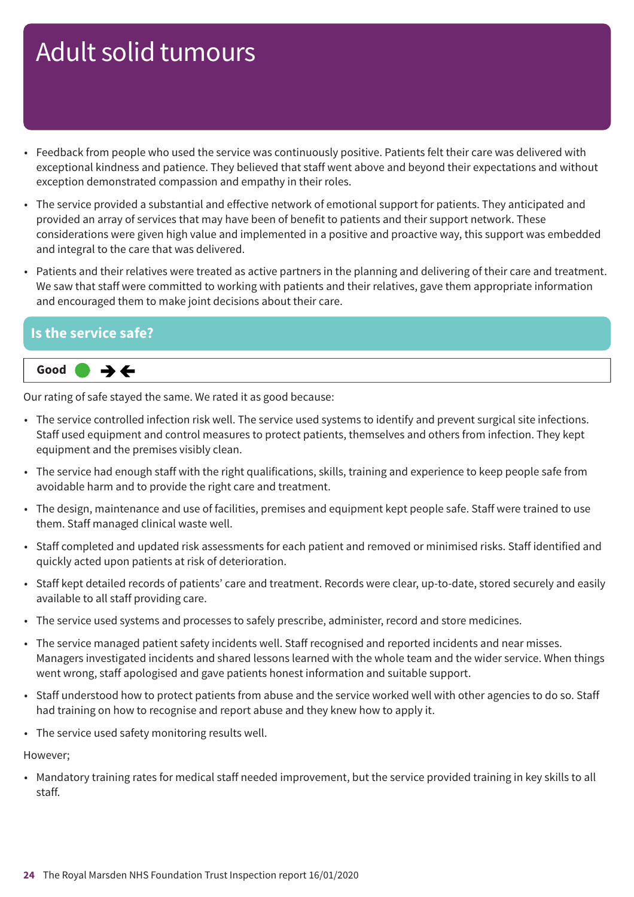# Adult solid tumours

- Feedback from people who used the service was continuously positive. Patients felt their care was delivered with exceptional kindness and patience. They believed that staff went above and beyond their expectations and without exception demonstrated compassion and empathy in their roles.
- The service provided a substantial and effective network of emotional support for patients. They anticipated and provided an array of services that may have been of benefit to patients and their support network. These considerations were given high value and implemented in a positive and proactive way, this support was embedded and integral to the care that was delivered.
- Patients and their relatives were treated as active partners in the planning and delivering of their care and treatment. We saw that staff were committed to working with patients and their relatives, gave them appropriate information and encouraged them to make joint decisions about their care.

## Is the service safe?

**Good** ● ➔➔

Our rating of safe stayed the same. We rated it as good because:

- The service controlled infection risk well. The service used systems to identify and prevent surgical site infections. Staff used equipment and control measures to protect patients, themselves and others from infection. They kept equipment and the premises visibly clean.
- The service had enough staff with the right qualifications, skills, training and experience to keep people safe from avoidable harm and to provide the right care and treatment.
- The design, maintenance and use of facilities, premises and equipment kept people safe. Staff were trained to use them. Staff managed clinical waste well.
- Staff completed and updated risk assessments for each patient and removed or minimised risks. Staff identified and quickly acted upon patients at risk of deterioration.
- Staff kept detailed records of patients' care and treatment. Records were clear, up-to-date, stored securely and easily available to all staff providing care.
- The service used systems and processes to safely prescribe, administer, record and store medicines.
- The service managed patient safety incidents well. Staff recognised and reported incidents and near misses. Managers investigated incidents and shared lessons learned with the whole team and the wider service. When things went wrong, staff apologised and gave patients honest information and suitable support.
- Staff understood how to protect patients from abuse and the service worked well with other agencies to do so. Staff had training on how to recognise and report abuse and they knew how to apply it.
- The service used safety monitoring results well.

However;

- Mandatory training rates for medical staff needed improvement, but the service provided training in key skills to all staff.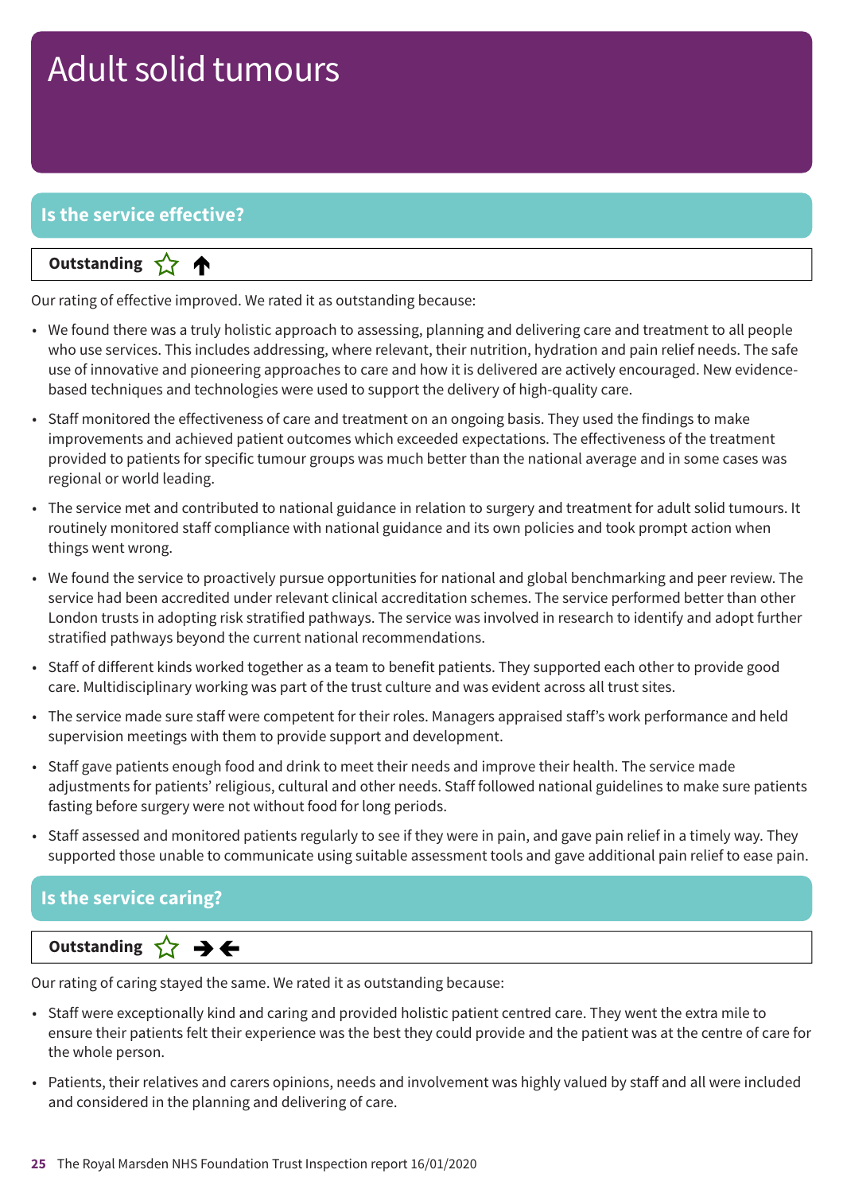# Adult solid tumours

## Is the service effective?

**Outstanding** ☆ ↑

Our rating of effective improved. We rated it as outstanding because:

- We found there was a truly holistic approach to assessing, planning and delivering care and treatment to all people who use services. This includes addressing, where relevant, their nutrition, hydration and pain relief needs. The safe use of innovative and pioneering approaches to care and how it is delivered are actively encouraged. New evidence-based techniques and technologies were used to support the delivery of high-quality care.
- Staff monitored the effectiveness of care and treatment on an ongoing basis. They used the findings to make improvements and achieved patient outcomes which exceeded expectations. The effectiveness of the treatment provided to patients for specific tumour groups was much better than the national average and in some cases was regional or world leading.
- The service met and contributed to national guidance in relation to surgery and treatment for adult solid tumours. It routinely monitored staff compliance with national guidance and its own policies and took prompt action when things went wrong.
- We found the service to proactively pursue opportunities for national and global benchmarking and peer review. The service had been accredited under relevant clinical accreditation schemes. The service performed better than other London trusts in adopting risk stratified pathways. The service was involved in research to identify and adopt further stratified pathways beyond the current national recommendations.
- Staff of different kinds worked together as a team to benefit patients. They supported each other to provide good care. Multidisciplinary working was part of the trust culture and was evident across all trust sites.
- The service made sure staff were competent for their roles. Managers appraised staff's work performance and held supervision meetings with them to provide support and development.
- Staff gave patients enough food and drink to meet their needs and improve their health. The service made adjustments for patients' religious, cultural and other needs. Staff followed national guidelines to make sure patients fasting before surgery were not without food for long periods.
- Staff assessed and monitored patients regularly to see if they were in pain, and gave pain relief in a timely way. They supported those unable to communicate using suitable assessment tools and gave additional pain relief to ease pain.

## Is the service caring?

**Outstanding** ☆ →←

Our rating of caring stayed the same. We rated it as outstanding because:

- Staff were exceptionally kind and caring and provided holistic patient centred care. They went the extra mile to ensure their patients felt their experience was the best they could provide and the patient was at the centre of care for the whole person.
- Patients, their relatives and carers opinions, needs and involvement was highly valued by staff and all were included and considered in the planning and delivering of care.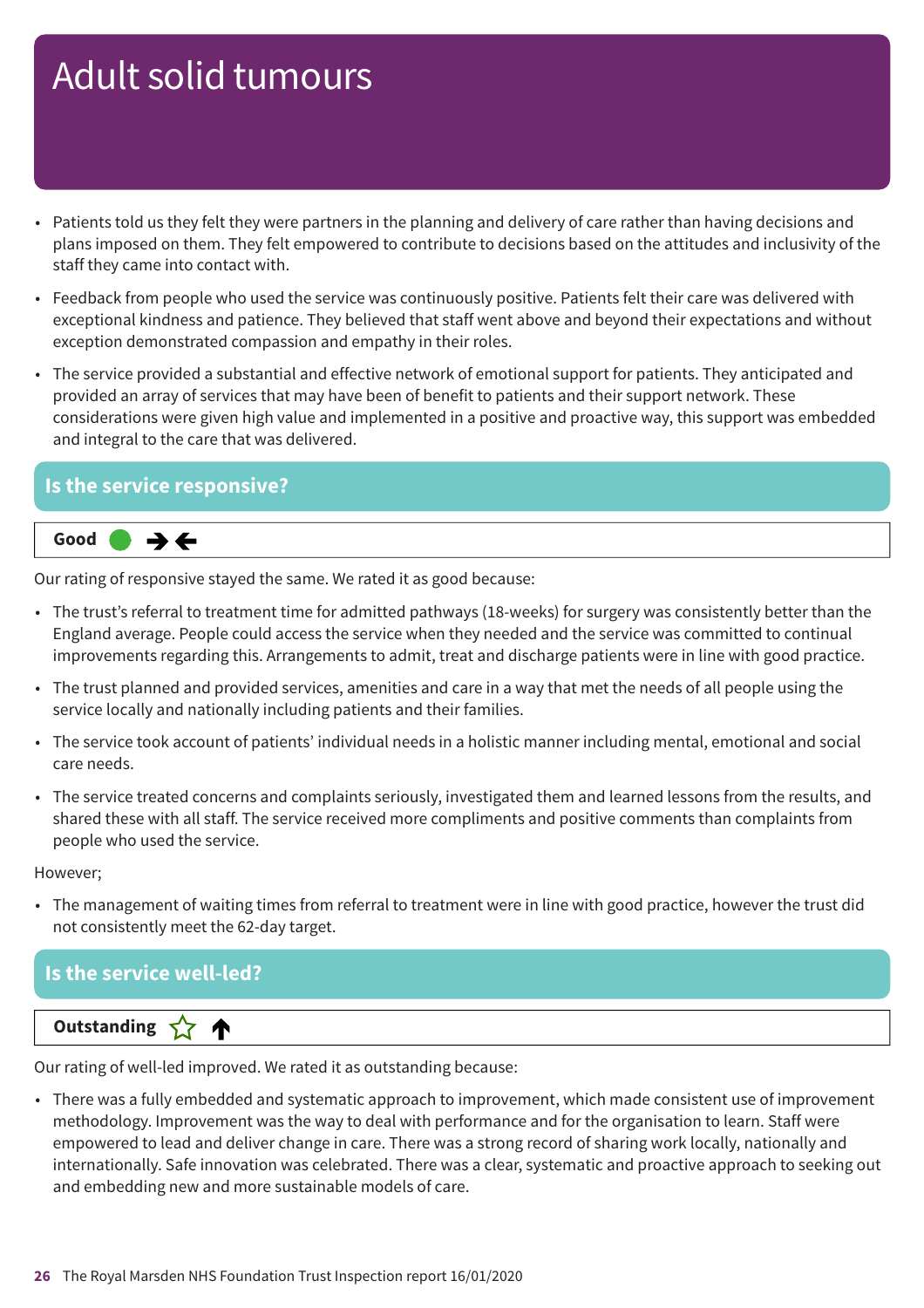# Adult solid tumours

- Patients told us they felt they were partners in the planning and delivery of care rather than having decisions and plans imposed on them. They felt empowered to contribute to decisions based on the attitudes and inclusivity of the staff they came into contact with.
- Feedback from people who used the service was continuously positive. Patients felt their care was delivered with exceptional kindness and patience. They believed that staff went above and beyond their expectations and without exception demonstrated compassion and empathy in their roles.
- The service provided a substantial and effective network of emotional support for patients. They anticipated and provided an array of services that may have been of benefit to patients and their support network. These considerations were given high value and implemented in a positive and proactive way, this support was embedded and integral to the care that was delivered.

## Is the service responsive?

**Good** ● →←

Our rating of responsive stayed the same. We rated it as good because:

- The trust's referral to treatment time for admitted pathways (18-weeks) for surgery was consistently better than the England average. People could access the service when they needed and the service was committed to continual improvements regarding this. Arrangements to admit, treat and discharge patients were in line with good practice.
- The trust planned and provided services, amenities and care in a way that met the needs of all people using the service locally and nationally including patients and their families.
- The service took account of patients' individual needs in a holistic manner including mental, emotional and social care needs.
- The service treated concerns and complaints seriously, investigated them and learned lessons from the results, and shared these with all staff. The service received more compliments and positive comments than complaints from people who used the service.

However;

- The management of waiting times from referral to treatment were in line with good practice, however the trust did not consistently meet the 62-day target.

## Is the service well-led?

**Outstanding** ☆ ↑

Our rating of well-led improved. We rated it as outstanding because:

- There was a fully embedded and systematic approach to improvement, which made consistent use of improvement methodology. Improvement was the way to deal with performance and for the organisation to learn. Staff were empowered to lead and deliver change in care. There was a strong record of sharing work locally, nationally and internationally. Safe innovation was celebrated. There was a clear, systematic and proactive approach to seeking out and embedding new and more sustainable models of care.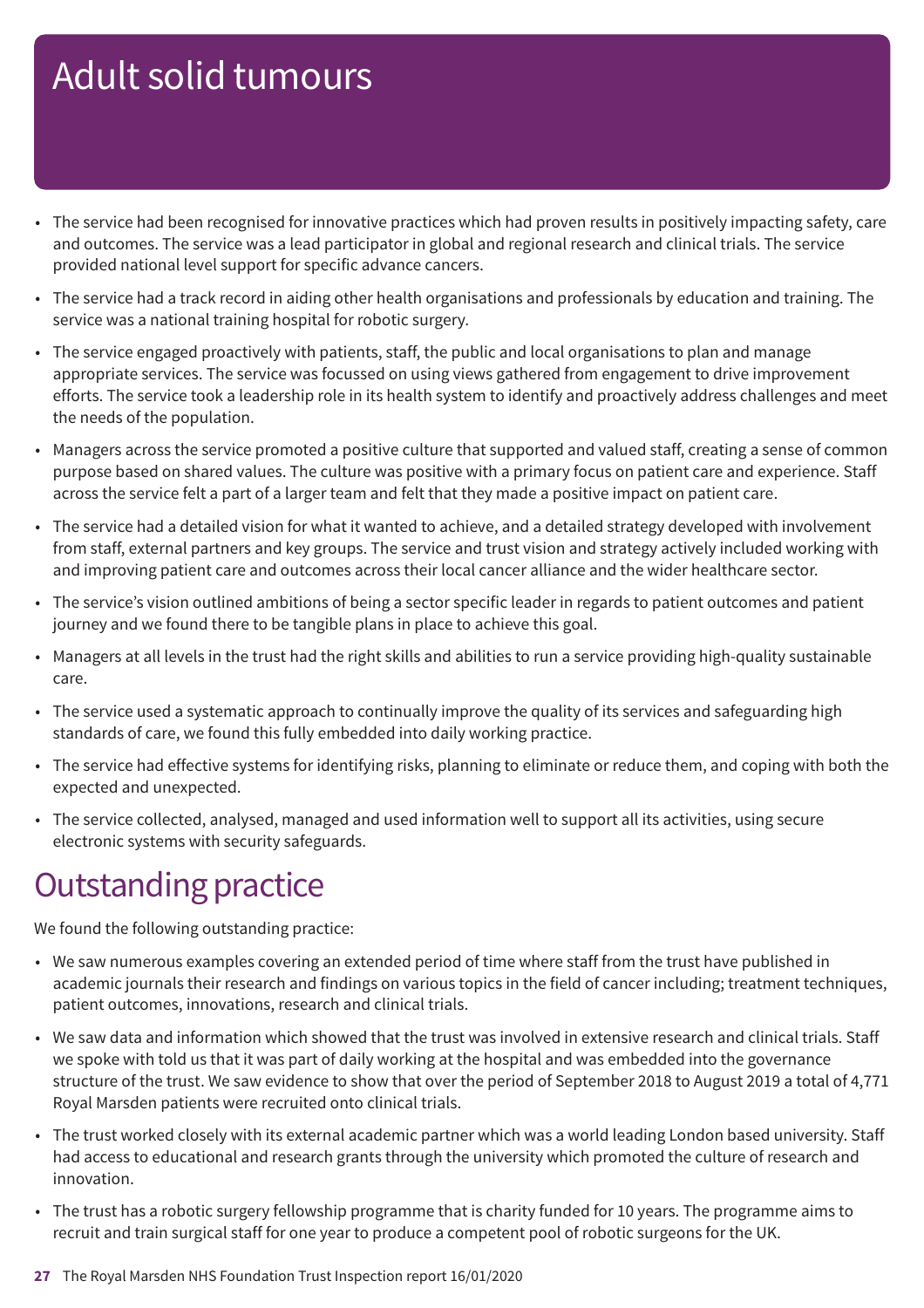# Adult solid tumours

- The service had been recognised for innovative practices which had proven results in positively impacting safety, care and outcomes. The service was a lead participator in global and regional research and clinical trials. The service provided national level support for specific advance cancers.
- The service had a track record in aiding other health organisations and professionals by education and training. The service was a national training hospital for robotic surgery.
- The service engaged proactively with patients, staff, the public and local organisations to plan and manage appropriate services. The service was focussed on using views gathered from engagement to drive improvement efforts. The service took a leadership role in its health system to identify and proactively address challenges and meet the needs of the population.
- Managers across the service promoted a positive culture that supported and valued staff, creating a sense of common purpose based on shared values. The culture was positive with a primary focus on patient care and experience. Staff across the service felt a part of a larger team and felt that they made a positive impact on patient care.
- The service had a detailed vision for what it wanted to achieve, and a detailed strategy developed with involvement from staff, external partners and key groups. The service and trust vision and strategy actively included working with and improving patient care and outcomes across their local cancer alliance and the wider healthcare sector.
- The service's vision outlined ambitions of being a sector specific leader in regards to patient outcomes and patient journey and we found there to be tangible plans in place to achieve this goal.
- Managers at all levels in the trust had the right skills and abilities to run a service providing high-quality sustainable care.
- The service used a systematic approach to continually improve the quality of its services and safeguarding high standards of care, we found this fully embedded into daily working practice.
- The service had effective systems for identifying risks, planning to eliminate or reduce them, and coping with both the expected and unexpected.
- The service collected, analysed, managed and used information well to support all its activities, using secure electronic systems with security safeguards.

# Outstanding practice

We found the following outstanding practice:

- We saw numerous examples covering an extended period of time where staff from the trust have published in academic journals their research and findings on various topics in the field of cancer including; treatment techniques, patient outcomes, innovations, research and clinical trials.
- We saw data and information which showed that the trust was involved in extensive research and clinical trials. Staff we spoke with told us that it was part of daily working at the hospital and was embedded into the governance structure of the trust. We saw evidence to show that over the period of September 2018 to August 2019 a total of 4,771 Royal Marsden patients were recruited onto clinical trials.
- The trust worked closely with its external academic partner which was a world leading London based university. Staff had access to educational and research grants through the university which promoted the culture of research and innovation.
- The trust has a robotic surgery fellowship programme that is charity funded for 10 years. The programme aims to recruit and train surgical staff for one year to produce a competent pool of robotic surgeons for the UK.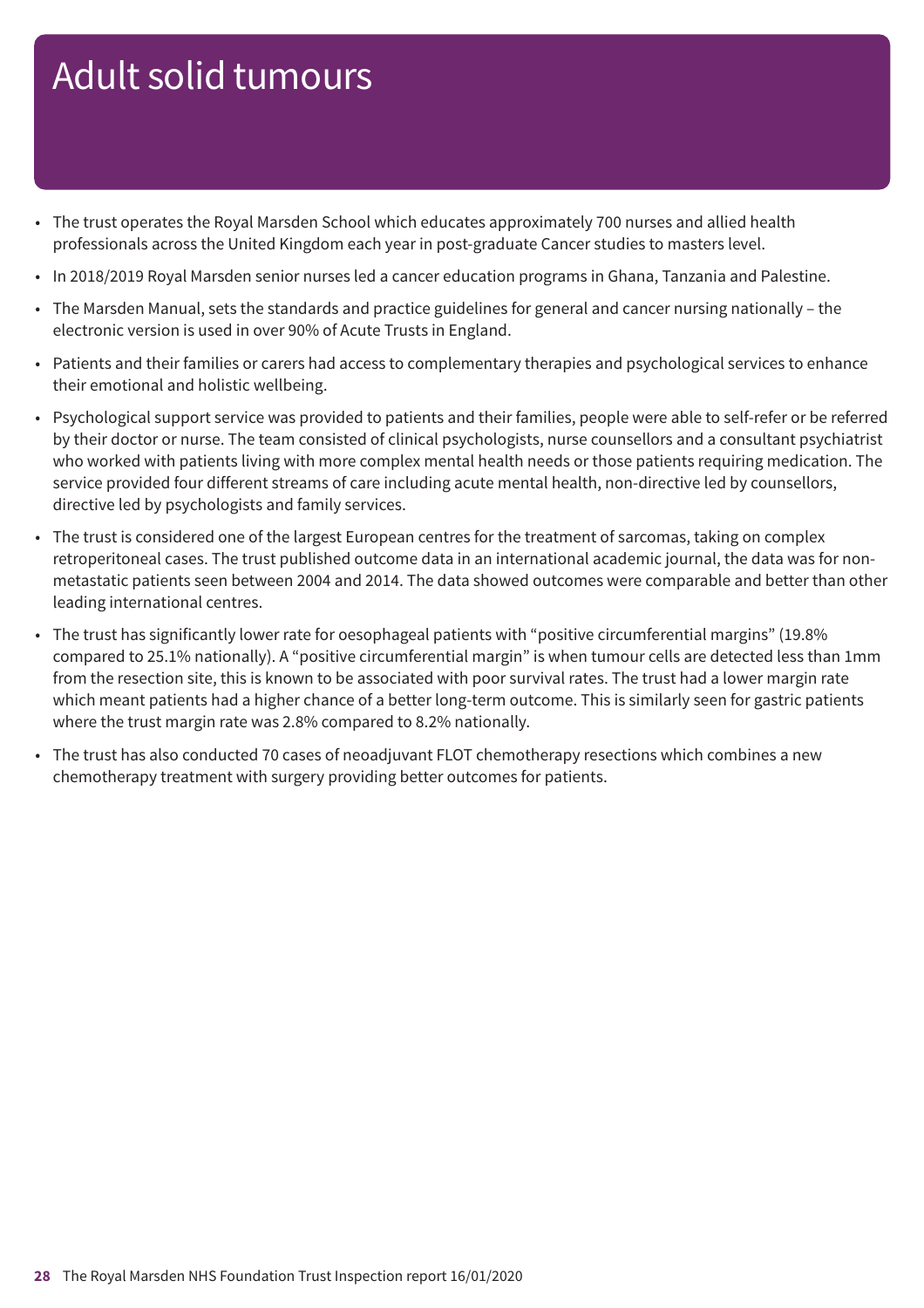# Adult solid tumours

- The trust operates the Royal Marsden School which educates approximately 700 nurses and allied health professionals across the United Kingdom each year in post-graduate Cancer studies to masters level.
- In 2018/2019 Royal Marsden senior nurses led a cancer education programs in Ghana, Tanzania and Palestine.
- The Marsden Manual, sets the standards and practice guidelines for general and cancer nursing nationally – the electronic version is used in over 90% of Acute Trusts in England.
- Patients and their families or carers had access to complementary therapies and psychological services to enhance their emotional and holistic wellbeing.
- Psychological support service was provided to patients and their families, people were able to self-refer or be referred by their doctor or nurse. The team consisted of clinical psychologists, nurse counsellors and a consultant psychiatrist who worked with patients living with more complex mental health needs or those patients requiring medication. The service provided four different streams of care including acute mental health, non-directive led by counsellors, directive led by psychologists and family services.
- The trust is considered one of the largest European centres for the treatment of sarcomas, taking on complex retroperitoneal cases. The trust published outcome data in an international academic journal, the data was for non-metastatic patients seen between 2004 and 2014. The data showed outcomes were comparable and better than other leading international centres.
- The trust has significantly lower rate for oesophageal patients with "positive circumferential margins" (19.8% compared to 25.1% nationally). A "positive circumferential margin" is when tumour cells are detected less than 1mm from the resection site, this is known to be associated with poor survival rates. The trust had a lower margin rate which meant patients had a higher chance of a better long-term outcome. This is similarly seen for gastric patients where the trust margin rate was 2.8% compared to 8.2% nationally.
- The trust has also conducted 70 cases of neoadjuvant FLOT chemotherapy resections which combines a new chemotherapy treatment with surgery providing better outcomes for patients.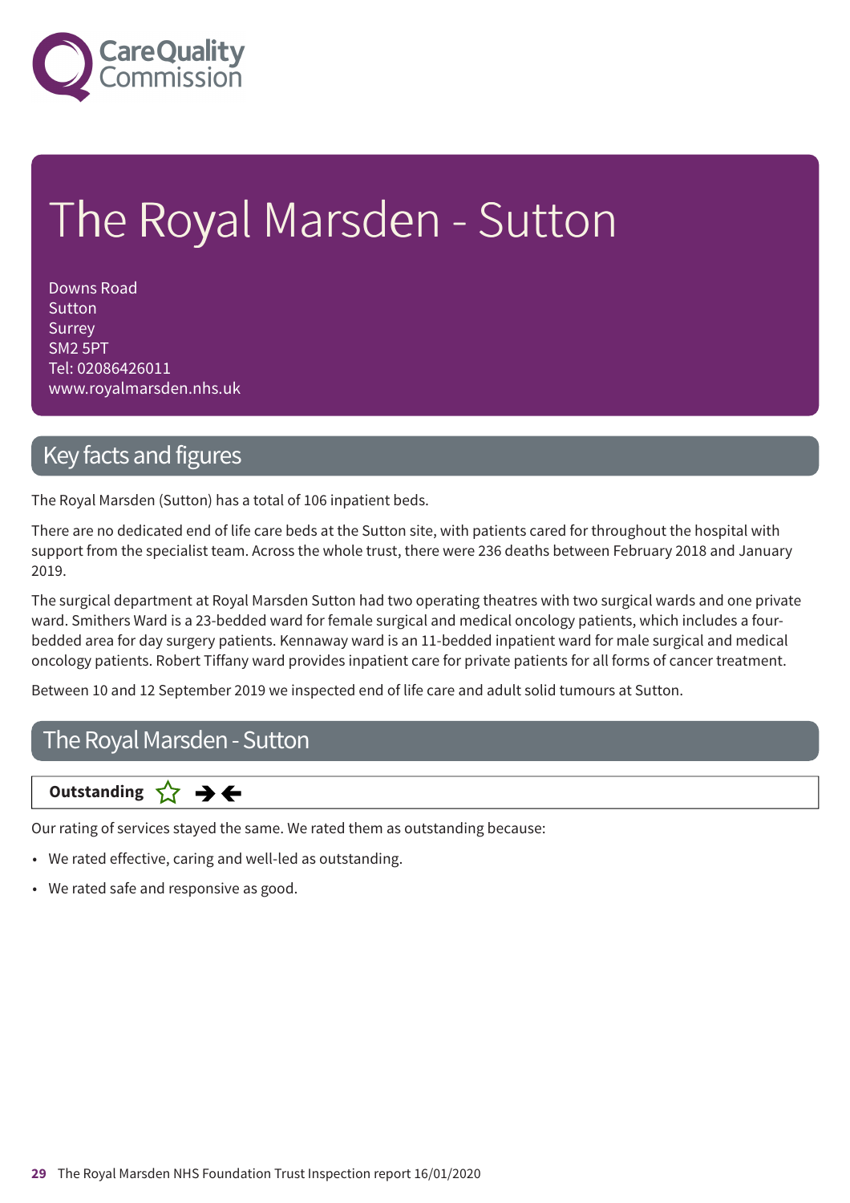# The Royal Marsden - Sutton

Downs Road
Sutton
Surrey
SM2 5PT
Tel: 02086426011
www.royalmarsden.nhs.uk

## Key facts and figures

The Royal Marsden (Sutton) has a total of 106 inpatient beds.

There are no dedicated end of life care beds at the Sutton site, with patients cared for throughout the hospital with support from the specialist team. Across the whole trust, there were 236 deaths between February 2018 and January 2019.

The surgical department at Royal Marsden Sutton had two operating theatres with two surgical wards and one private ward. Smithers Ward is a 23-bedded ward for female surgical and medical oncology patients, which includes a four-bedded area for day surgery patients. Kennaway ward is an 11-bedded inpatient ward for male surgical and medical oncology patients. Robert Tiffany ward provides inpatient care for private patients for all forms of cancer treatment.

Between 10 and 12 September 2019 we inspected end of life care and adult solid tumours at Sutton.

## The Royal Marsden - Sutton

**Outstanding** ☆ ➔➔

Our rating of services stayed the same. We rated them as outstanding because:

- We rated effective, caring and well-led as outstanding.
- We rated safe and responsive as good.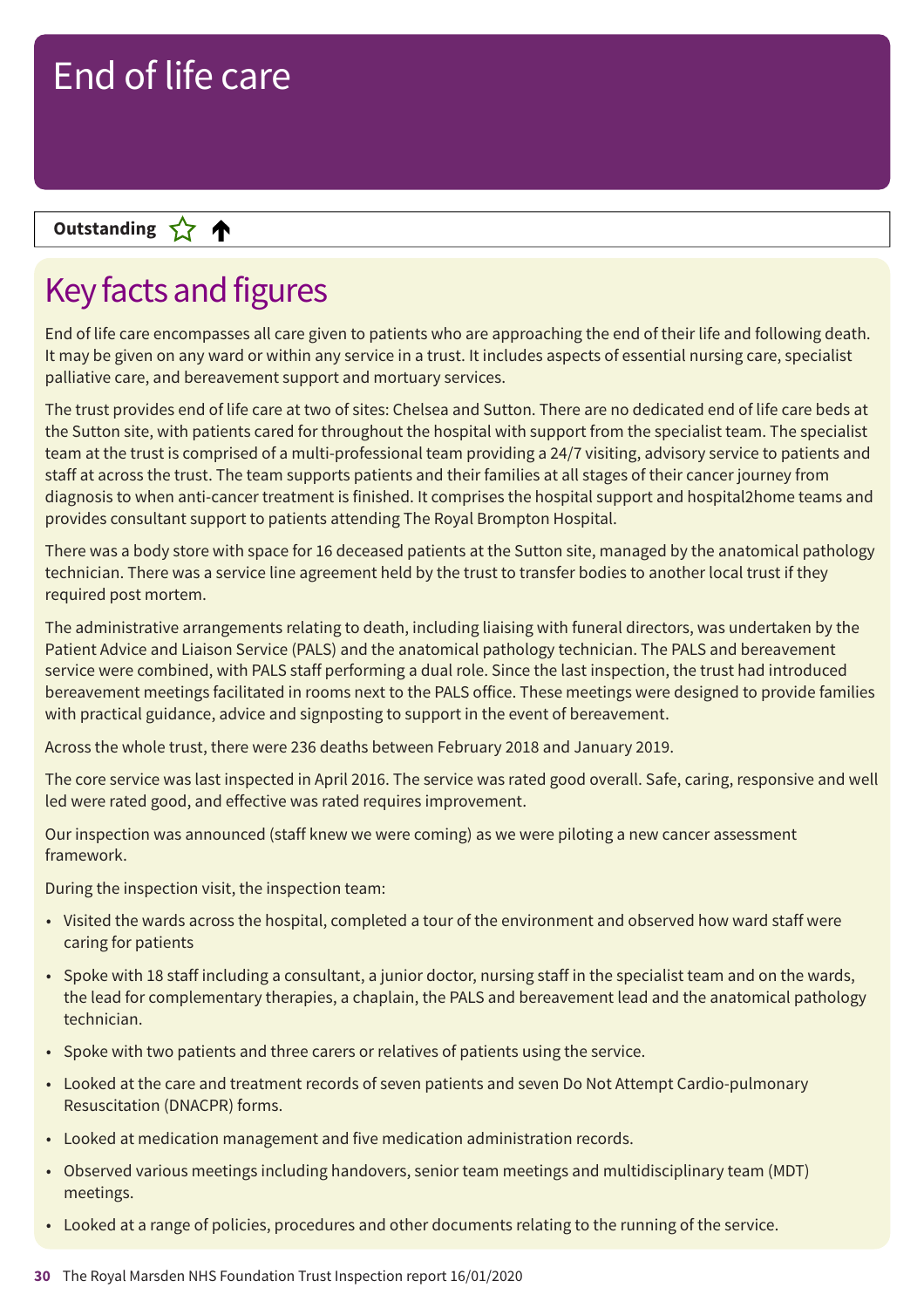# End of life care

**Outstanding** ☆ ↑

## Key facts and figures

End of life care encompasses all care given to patients who are approaching the end of their life and following death. It may be given on any ward or within any service in a trust. It includes aspects of essential nursing care, specialist palliative care, and bereavement support and mortuary services.

The trust provides end of life care at two of sites: Chelsea and Sutton. There are no dedicated end of life care beds at the Sutton site, with patients cared for throughout the hospital with support from the specialist team. The specialist team at the trust is comprised of a multi-professional team providing a 24/7 visiting, advisory service to patients and staff at across the trust. The team supports patients and their families at all stages of their cancer journey from diagnosis to when anti-cancer treatment is finished. It comprises the hospital support and hospital2home teams and provides consultant support to patients attending The Royal Brompton Hospital.

There was a body store with space for 16 deceased patients at the Sutton site, managed by the anatomical pathology technician. There was a service line agreement held by the trust to transfer bodies to another local trust if they required post mortem.

The administrative arrangements relating to death, including liaising with funeral directors, was undertaken by the Patient Advice and Liaison Service (PALS) and the anatomical pathology technician. The PALS and bereavement service were combined, with PALS staff performing a dual role. Since the last inspection, the trust had introduced bereavement meetings facilitated in rooms next to the PALS office. These meetings were designed to provide families with practical guidance, advice and signposting to support in the event of bereavement.

Across the whole trust, there were 236 deaths between February 2018 and January 2019.

The core service was last inspected in April 2016. The service was rated good overall. Safe, caring, responsive and well led were rated good, and effective was rated requires improvement.

Our inspection was announced (staff knew we were coming) as we were piloting a new cancer assessment framework.

During the inspection visit, the inspection team:

- Visited the wards across the hospital, completed a tour of the environment and observed how ward staff were caring for patients
- Spoke with 18 staff including a consultant, a junior doctor, nursing staff in the specialist team and on the wards, the lead for complementary therapies, a chaplain, the PALS and bereavement lead and the anatomical pathology technician.
- Spoke with two patients and three carers or relatives of patients using the service.
- Looked at the care and treatment records of seven patients and seven Do Not Attempt Cardio-pulmonary Resuscitation (DNACPR) forms.
- Looked at medication management and five medication administration records.
- Observed various meetings including handovers, senior team meetings and multidisciplinary team (MDT) meetings.
- Looked at a range of policies, procedures and other documents relating to the running of the service.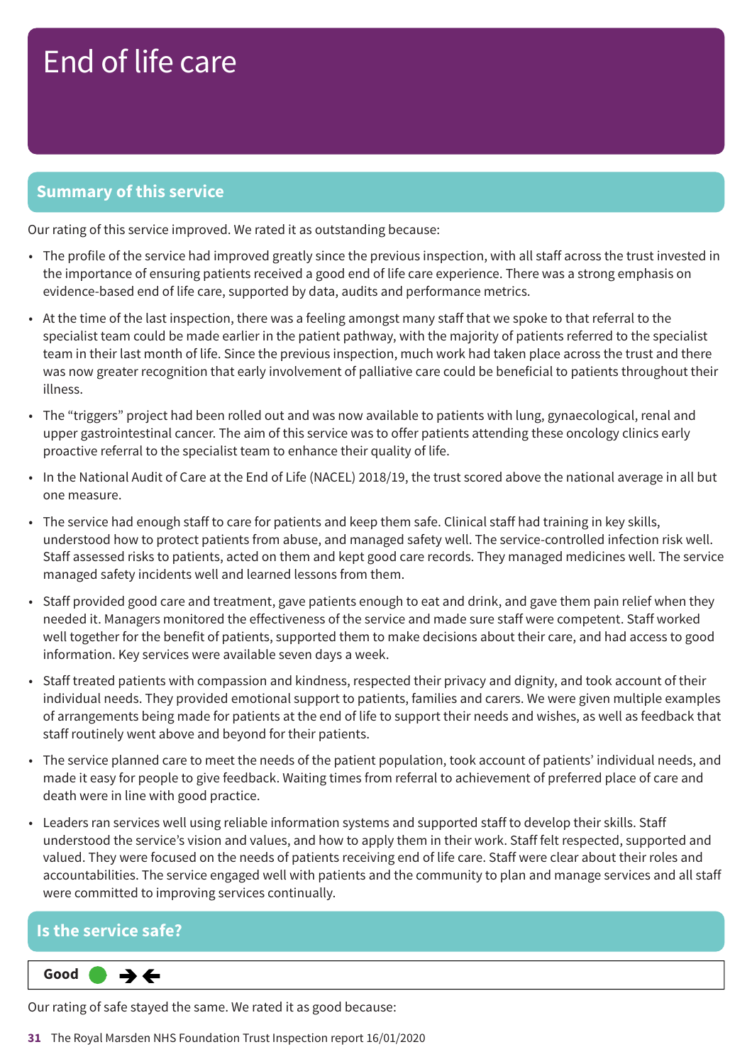# End of life care

## Summary of this service

Our rating of this service improved. We rated it as outstanding because:

- The profile of the service had improved greatly since the previous inspection, with all staff across the trust invested in the importance of ensuring patients received a good end of life care experience. There was a strong emphasis on evidence-based end of life care, supported by data, audits and performance metrics.
- At the time of the last inspection, there was a feeling amongst many staff that we spoke to that referral to the specialist team could be made earlier in the patient pathway, with the majority of patients referred to the specialist team in their last month of life. Since the previous inspection, much work had taken place across the trust and there was now greater recognition that early involvement of palliative care could be beneficial to patients throughout their illness.
- The "triggers" project had been rolled out and was now available to patients with lung, gynaecological, renal and upper gastrointestinal cancer. The aim of this service was to offer patients attending these oncology clinics early proactive referral to the specialist team to enhance their quality of life.
- In the National Audit of Care at the End of Life (NACEL) 2018/19, the trust scored above the national average in all but one measure.
- The service had enough staff to care for patients and keep them safe. Clinical staff had training in key skills, understood how to protect patients from abuse, and managed safety well. The service-controlled infection risk well. Staff assessed risks to patients, acted on them and kept good care records. They managed medicines well. The service managed safety incidents well and learned lessons from them.
- Staff provided good care and treatment, gave patients enough to eat and drink, and gave them pain relief when they needed it. Managers monitored the effectiveness of the service and made sure staff were competent. Staff worked well together for the benefit of patients, supported them to make decisions about their care, and had access to good information. Key services were available seven days a week.
- Staff treated patients with compassion and kindness, respected their privacy and dignity, and took account of their individual needs. They provided emotional support to patients, families and carers. We were given multiple examples of arrangements being made for patients at the end of life to support their needs and wishes, as well as feedback that staff routinely went above and beyond for their patients.
- The service planned care to meet the needs of the patient population, took account of patients' individual needs, and made it easy for people to give feedback. Waiting times from referral to achievement of preferred place of care and death were in line with good practice.
- Leaders ran services well using reliable information systems and supported staff to develop their skills. Staff understood the service's vision and values, and how to apply them in their work. Staff felt respected, supported and valued. They were focused on the needs of patients receiving end of life care. Staff were clear about their roles and accountabilities. The service engaged well with patients and the community to plan and manage services and all staff were committed to improving services continually.

## Is the service safe?

**Good** ● →←

Our rating of safe stayed the same. We rated it as good because: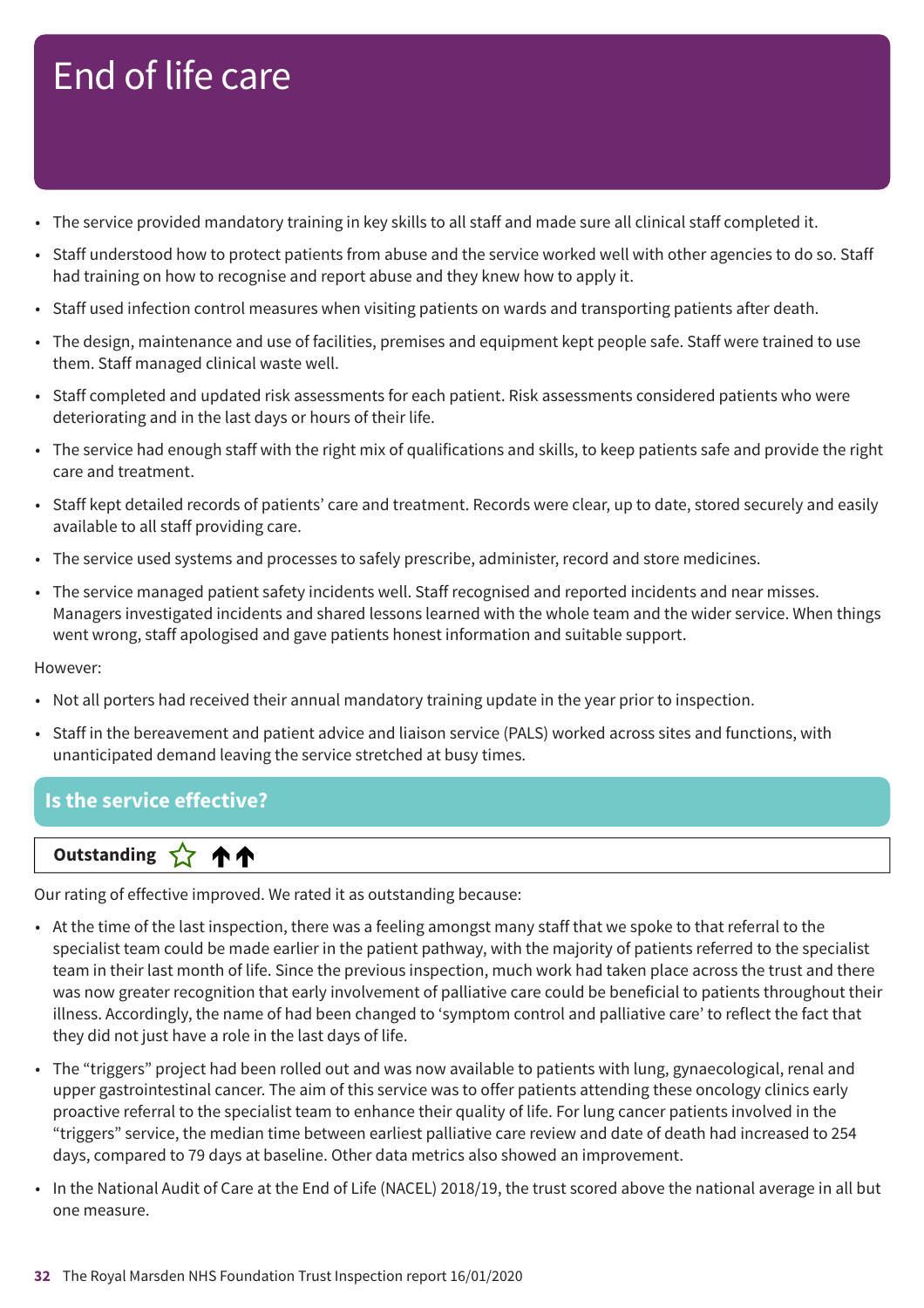# End of life care

- The service provided mandatory training in key skills to all staff and made sure all clinical staff completed it.
- Staff understood how to protect patients from abuse and the service worked well with other agencies to do so. Staff had training on how to recognise and report abuse and they knew how to apply it.
- Staff used infection control measures when visiting patients on wards and transporting patients after death.
- The design, maintenance and use of facilities, premises and equipment kept people safe. Staff were trained to use them. Staff managed clinical waste well.
- Staff completed and updated risk assessments for each patient. Risk assessments considered patients who were deteriorating and in the last days or hours of their life.
- The service had enough staff with the right mix of qualifications and skills, to keep patients safe and provide the right care and treatment.
- Staff kept detailed records of patients' care and treatment. Records were clear, up to date, stored securely and easily available to all staff providing care.
- The service used systems and processes to safely prescribe, administer, record and store medicines.
- The service managed patient safety incidents well. Staff recognised and reported incidents and near misses. Managers investigated incidents and shared lessons learned with the whole team and the wider service. When things went wrong, staff apologised and gave patients honest information and suitable support.

However:

- Not all porters had received their annual mandatory training update in the year prior to inspection.
- Staff in the bereavement and patient advice and liaison service (PALS) worked across sites and functions, with unanticipated demand leaving the service stretched at busy times.

## Is the service effective?

**Outstanding** ☆ ↑↑

Our rating of effective improved. We rated it as outstanding because:

- At the time of the last inspection, there was a feeling amongst many staff that we spoke to that referral to the specialist team could be made earlier in the patient pathway, with the majority of patients referred to the specialist team in their last month of life. Since the previous inspection, much work had taken place across the trust and there was now greater recognition that early involvement of palliative care could be beneficial to patients throughout their illness. Accordingly, the name of had been changed to 'symptom control and palliative care' to reflect the fact that they did not just have a role in the last days of life.
- The "triggers" project had been rolled out and was now available to patients with lung, gynaecological, renal and upper gastrointestinal cancer. The aim of this service was to offer patients attending these oncology clinics early proactive referral to the specialist team to enhance their quality of life. For lung cancer patients involved in the "triggers" service, the median time between earliest palliative care review and date of death had increased to 254 days, compared to 79 days at baseline. Other data metrics also showed an improvement.
- In the National Audit of Care at the End of Life (NACEL) 2018/19, the trust scored above the national average in all but one measure.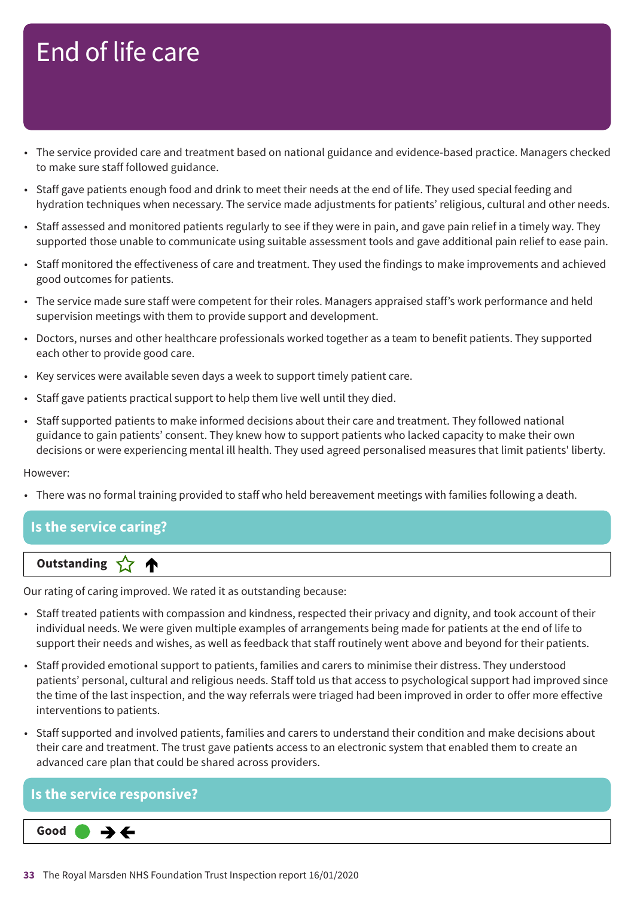# End of life care

- The service provided care and treatment based on national guidance and evidence-based practice. Managers checked to make sure staff followed guidance.
- Staff gave patients enough food and drink to meet their needs at the end of life. They used special feeding and hydration techniques when necessary. The service made adjustments for patients' religious, cultural and other needs.
- Staff assessed and monitored patients regularly to see if they were in pain, and gave pain relief in a timely way. They supported those unable to communicate using suitable assessment tools and gave additional pain relief to ease pain.
- Staff monitored the effectiveness of care and treatment. They used the findings to make improvements and achieved good outcomes for patients.
- The service made sure staff were competent for their roles. Managers appraised staff's work performance and held supervision meetings with them to provide support and development.
- Doctors, nurses and other healthcare professionals worked together as a team to benefit patients. They supported each other to provide good care.
- Key services were available seven days a week to support timely patient care.
- Staff gave patients practical support to help them live well until they died.
- Staff supported patients to make informed decisions about their care and treatment. They followed national guidance to gain patients' consent. They knew how to support patients who lacked capacity to make their own decisions or were experiencing mental ill health. They used agreed personalised measures that limit patients' liberty.

However:

- There was no formal training provided to staff who held bereavement meetings with families following a death.

## Is the service caring?

**Outstanding** ☆ ↑

Our rating of caring improved. We rated it as outstanding because:

- Staff treated patients with compassion and kindness, respected their privacy and dignity, and took account of their individual needs. We were given multiple examples of arrangements being made for patients at the end of life to support their needs and wishes, as well as feedback that staff routinely went above and beyond for their patients.
- Staff provided emotional support to patients, families and carers to minimise their distress. They understood patients' personal, cultural and religious needs. Staff told us that access to psychological support had improved since the time of the last inspection, and the way referrals were triaged had been improved in order to offer more effective interventions to patients.
- Staff supported and involved patients, families and carers to understand their condition and make decisions about their care and treatment. The trust gave patients access to an electronic system that enabled them to create an advanced care plan that could be shared across providers.

## Is the service responsive?

**Good** ● →←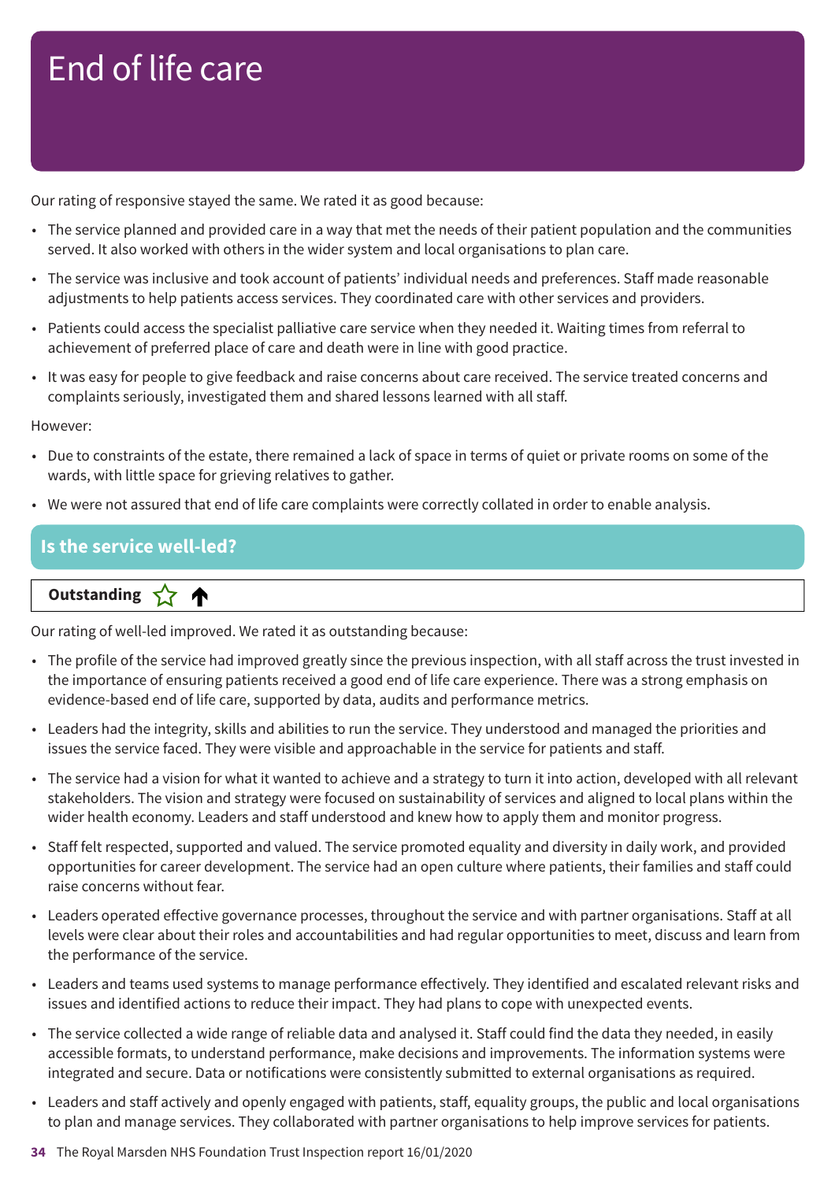# End of life care

Our rating of responsive stayed the same. We rated it as good because:

- The service planned and provided care in a way that met the needs of their patient population and the communities served. It also worked with others in the wider system and local organisations to plan care.
- The service was inclusive and took account of patients' individual needs and preferences. Staff made reasonable adjustments to help patients access services. They coordinated care with other services and providers.
- Patients could access the specialist palliative care service when they needed it. Waiting times from referral to achievement of preferred place of care and death were in line with good practice.
- It was easy for people to give feedback and raise concerns about care received. The service treated concerns and complaints seriously, investigated them and shared lessons learned with all staff.

However:

- Due to constraints of the estate, there remained a lack of space in terms of quiet or private rooms on some of the wards, with little space for grieving relatives to gather.
- We were not assured that end of life care complaints were correctly collated in order to enable analysis.

## Is the service well-led?

**Outstanding** ☆ ↑

Our rating of well-led improved. We rated it as outstanding because:

- The profile of the service had improved greatly since the previous inspection, with all staff across the trust invested in the importance of ensuring patients received a good end of life care experience. There was a strong emphasis on evidence-based end of life care, supported by data, audits and performance metrics.
- Leaders had the integrity, skills and abilities to run the service. They understood and managed the priorities and issues the service faced. They were visible and approachable in the service for patients and staff.
- The service had a vision for what it wanted to achieve and a strategy to turn it into action, developed with all relevant stakeholders. The vision and strategy were focused on sustainability of services and aligned to local plans within the wider health economy. Leaders and staff understood and knew how to apply them and monitor progress.
- Staff felt respected, supported and valued. The service promoted equality and diversity in daily work, and provided opportunities for career development. The service had an open culture where patients, their families and staff could raise concerns without fear.
- Leaders operated effective governance processes, throughout the service and with partner organisations. Staff at all levels were clear about their roles and accountabilities and had regular opportunities to meet, discuss and learn from the performance of the service.
- Leaders and teams used systems to manage performance effectively. They identified and escalated relevant risks and issues and identified actions to reduce their impact. They had plans to cope with unexpected events.
- The service collected a wide range of reliable data and analysed it. Staff could find the data they needed, in easily accessible formats, to understand performance, make decisions and improvements. The information systems were integrated and secure. Data or notifications were consistently submitted to external organisations as required.
- Leaders and staff actively and openly engaged with patients, staff, equality groups, the public and local organisations to plan and manage services. They collaborated with partner organisations to help improve services for patients.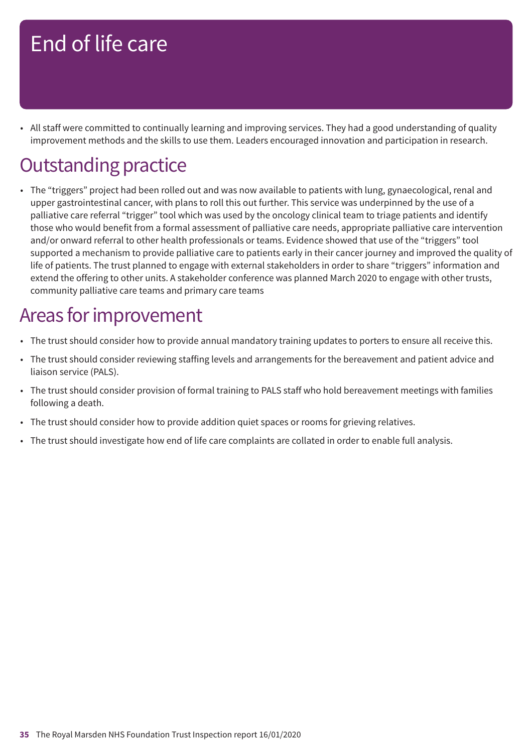# End of life care

- All staff were committed to continually learning and improving services. They had a good understanding of quality improvement methods and the skills to use them. Leaders encouraged innovation and participation in research.

## Outstanding practice

- The "triggers" project had been rolled out and was now available to patients with lung, gynaecological, renal and upper gastrointestinal cancer, with plans to roll this out further. This service was underpinned by the use of a palliative care referral "trigger" tool which was used by the oncology clinical team to triage patients and identify those who would benefit from a formal assessment of palliative care needs, appropriate palliative care intervention and/or onward referral to other health professionals or teams. Evidence showed that use of the "triggers" tool supported a mechanism to provide palliative care to patients early in their cancer journey and improved the quality of life of patients. The trust planned to engage with external stakeholders in order to share "triggers" information and extend the offering to other units. A stakeholder conference was planned March 2020 to engage with other trusts, community palliative care teams and primary care teams

## Areas for improvement

- The trust should consider how to provide annual mandatory training updates to porters to ensure all receive this.
- The trust should consider reviewing staffing levels and arrangements for the bereavement and patient advice and liaison service (PALS).
- The trust should consider provision of formal training to PALS staff who hold bereavement meetings with families following a death.
- The trust should consider how to provide addition quiet spaces or rooms for grieving relatives.
- The trust should investigate how end of life care complaints are collated in order to enable full analysis.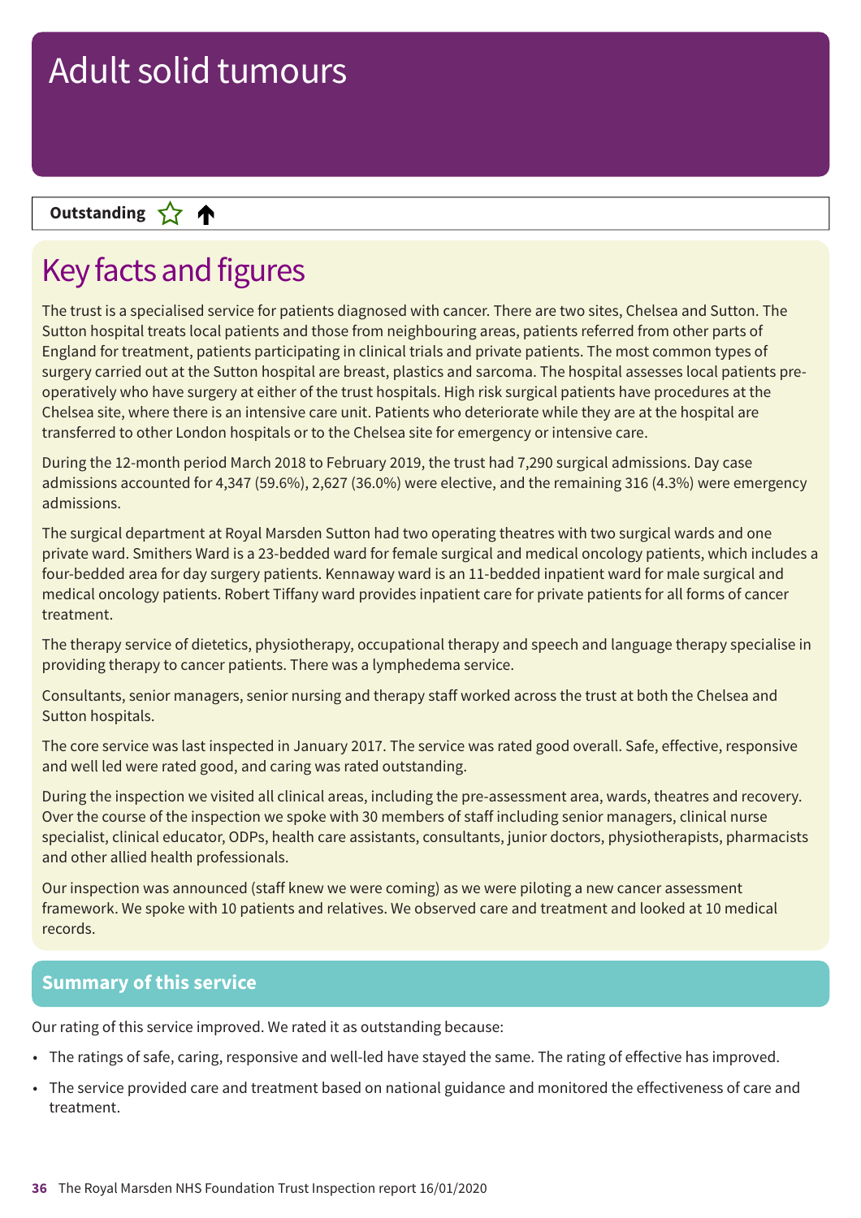# Adult solid tumours

**Outstanding** ☆ ↑

## Key facts and figures

The trust is a specialised service for patients diagnosed with cancer. There are two sites, Chelsea and Sutton. The Sutton hospital treats local patients and those from neighbouring areas, patients referred from other parts of England for treatment, patients participating in clinical trials and private patients. The most common types of surgery carried out at the Sutton hospital are breast, plastics and sarcoma. The hospital assesses local patients pre-operatively who have surgery at either of the trust hospitals. High risk surgical patients have procedures at the Chelsea site, where there is an intensive care unit. Patients who deteriorate while they are at the hospital are transferred to other London hospitals or to the Chelsea site for emergency or intensive care.

During the 12-month period March 2018 to February 2019, the trust had 7,290 surgical admissions. Day case admissions accounted for 4,347 (59.6%), 2,627 (36.0%) were elective, and the remaining 316 (4.3%) were emergency admissions.

The surgical department at Royal Marsden Sutton had two operating theatres with two surgical wards and one private ward. Smithers Ward is a 23-bedded ward for female surgical and medical oncology patients, which includes a four-bedded area for day surgery patients. Kennaway ward is an 11-bedded inpatient ward for male surgical and medical oncology patients. Robert Tiffany ward provides inpatient care for private patients for all forms of cancer treatment.

The therapy service of dietetics, physiotherapy, occupational therapy and speech and language therapy specialise in providing therapy to cancer patients. There was a lymphedema service.

Consultants, senior managers, senior nursing and therapy staff worked across the trust at both the Chelsea and Sutton hospitals.

The core service was last inspected in January 2017. The service was rated good overall. Safe, effective, responsive and well led were rated good, and caring was rated outstanding.

During the inspection we visited all clinical areas, including the pre-assessment area, wards, theatres and recovery. Over the course of the inspection we spoke with 30 members of staff including senior managers, clinical nurse specialist, clinical educator, ODPs, health care assistants, consultants, junior doctors, physiotherapists, pharmacists and other allied health professionals.

Our inspection was announced (staff knew we were coming) as we were piloting a new cancer assessment framework. We spoke with 10 patients and relatives. We observed care and treatment and looked at 10 medical records.

### Summary of this service

Our rating of this service improved. We rated it as outstanding because:

- The ratings of safe, caring, responsive and well-led have stayed the same. The rating of effective has improved.
- The service provided care and treatment based on national guidance and monitored the effectiveness of care and treatment.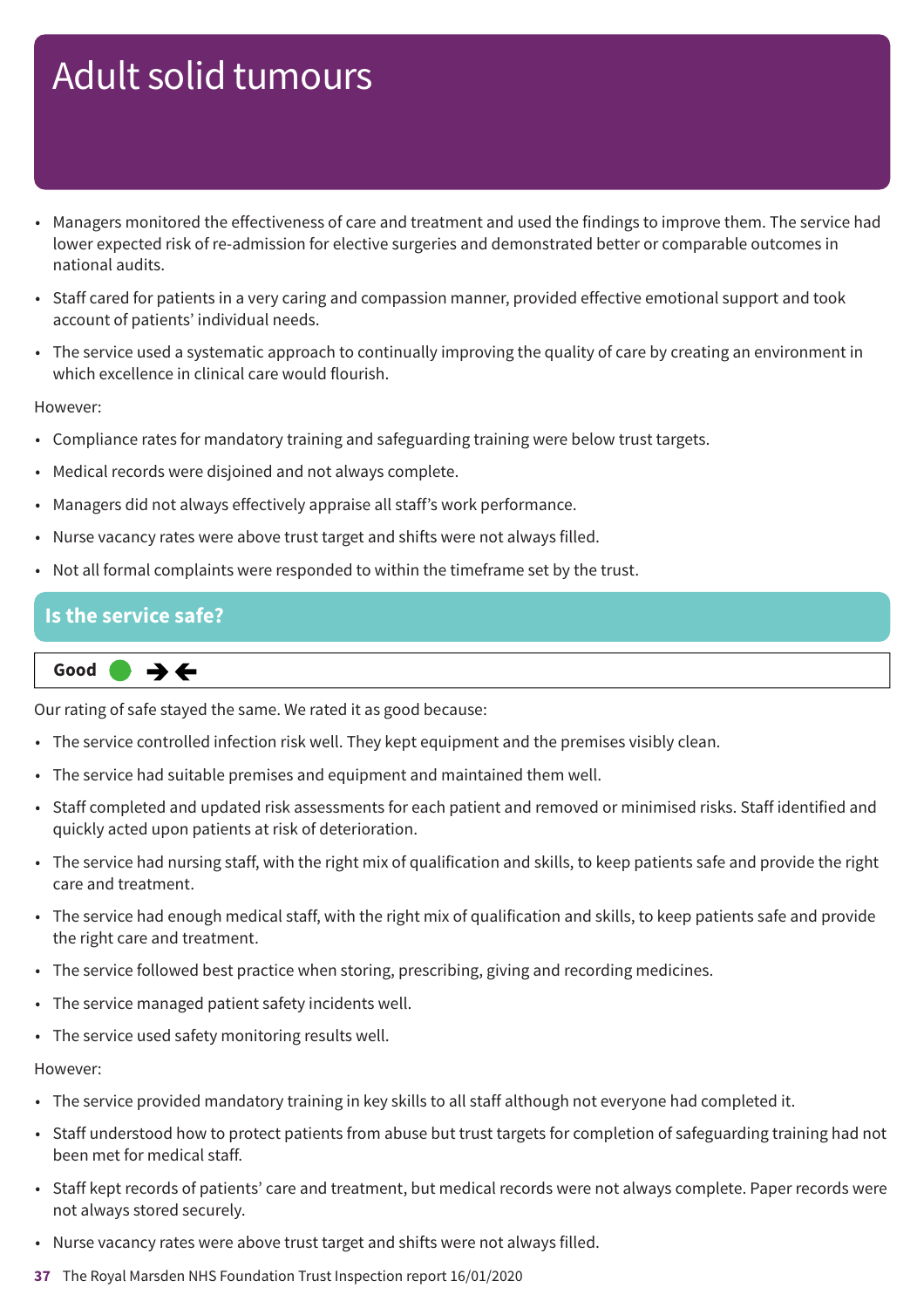# Adult solid tumours

- Managers monitored the effectiveness of care and treatment and used the findings to improve them. The service had lower expected risk of re-admission for elective surgeries and demonstrated better or comparable outcomes in national audits.
- Staff cared for patients in a very caring and compassion manner, provided effective emotional support and took account of patients' individual needs.
- The service used a systematic approach to continually improving the quality of care by creating an environment in which excellence in clinical care would flourish.

However:

- Compliance rates for mandatory training and safeguarding training were below trust targets.
- Medical records were disjoined and not always complete.
- Managers did not always effectively appraise all staff's work performance.
- Nurse vacancy rates were above trust target and shifts were not always filled.
- Not all formal complaints were responded to within the timeframe set by the trust.

## Is the service safe?

**Good** ● ➔➔

Our rating of safe stayed the same. We rated it as good because:

- The service controlled infection risk well. They kept equipment and the premises visibly clean.
- The service had suitable premises and equipment and maintained them well.
- Staff completed and updated risk assessments for each patient and removed or minimised risks. Staff identified and quickly acted upon patients at risk of deterioration.
- The service had nursing staff, with the right mix of qualification and skills, to keep patients safe and provide the right care and treatment.
- The service had enough medical staff, with the right mix of qualification and skills, to keep patients safe and provide the right care and treatment.
- The service followed best practice when storing, prescribing, giving and recording medicines.
- The service managed patient safety incidents well.
- The service used safety monitoring results well.

However:

- The service provided mandatory training in key skills to all staff although not everyone had completed it.
- Staff understood how to protect patients from abuse but trust targets for completion of safeguarding training had not been met for medical staff.
- Staff kept records of patients' care and treatment, but medical records were not always complete. Paper records were not always stored securely.
- Nurse vacancy rates were above trust target and shifts were not always filled.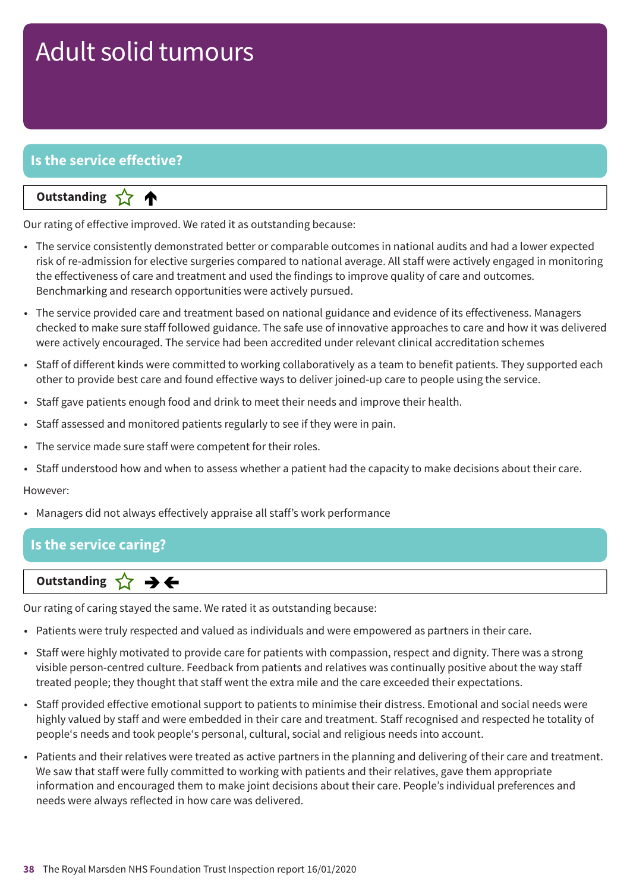# Adult solid tumours

## Is the service effective?

**Outstanding** ☆ ↑

Our rating of effective improved. We rated it as outstanding because:

- The service consistently demonstrated better or comparable outcomes in national audits and had a lower expected risk of re-admission for elective surgeries compared to national average. All staff were actively engaged in monitoring the effectiveness of care and treatment and used the findings to improve quality of care and outcomes. Benchmarking and research opportunities were actively pursued.
- The service provided care and treatment based on national guidance and evidence of its effectiveness. Managers checked to make sure staff followed guidance. The safe use of innovative approaches to care and how it was delivered were actively encouraged. The service had been accredited under relevant clinical accreditation schemes
- Staff of different kinds were committed to working collaboratively as a team to benefit patients. They supported each other to provide best care and found effective ways to deliver joined-up care to people using the service.
- Staff gave patients enough food and drink to meet their needs and improve their health.
- Staff assessed and monitored patients regularly to see if they were in pain.
- The service made sure staff were competent for their roles.
- Staff understood how and when to assess whether a patient had the capacity to make decisions about their care.

However:

- Managers did not always effectively appraise all staff's work performance

## Is the service caring?

**Outstanding** ☆ → ←

Our rating of caring stayed the same. We rated it as outstanding because:

- Patients were truly respected and valued as individuals and were empowered as partners in their care.
- Staff were highly motivated to provide care for patients with compassion, respect and dignity. There was a strong visible person-centred culture. Feedback from patients and relatives was continually positive about the way staff treated people; they thought that staff went the extra mile and the care exceeded their expectations.
- Staff provided effective emotional support to patients to minimise their distress. Emotional and social needs were highly valued by staff and were embedded in their care and treatment. Staff recognised and respected he totality of people's needs and took people's personal, cultural, social and religious needs into account.
- Patients and their relatives were treated as active partners in the planning and delivering of their care and treatment. We saw that staff were fully committed to working with patients and their relatives, gave them appropriate information and encouraged them to make joint decisions about their care. People's individual preferences and needs were always reflected in how care was delivered.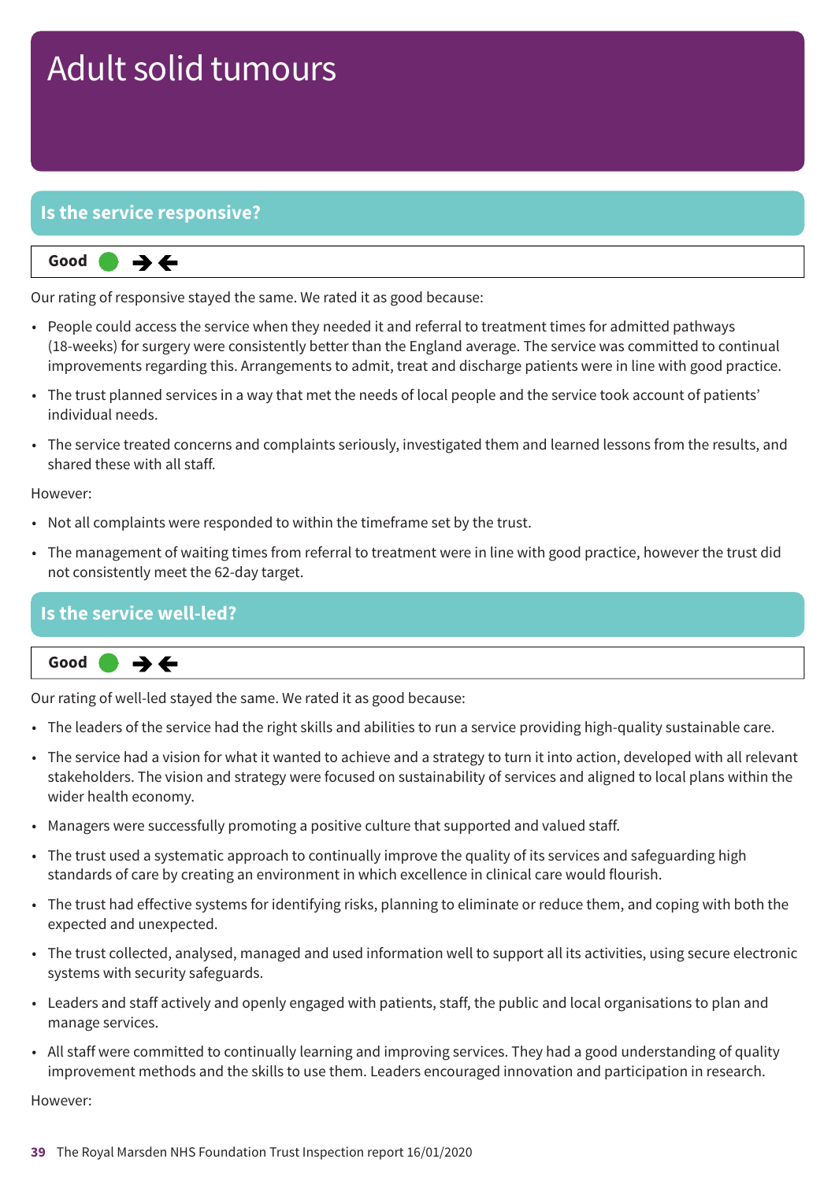# Adult solid tumours

## Is the service responsive?

**Good** ● →←

Our rating of responsive stayed the same. We rated it as good because:

- People could access the service when they needed it and referral to treatment times for admitted pathways (18-weeks) for surgery were consistently better than the England average. The service was committed to continual improvements regarding this. Arrangements to admit, treat and discharge patients were in line with good practice.
- The trust planned services in a way that met the needs of local people and the service took account of patients' individual needs.
- The service treated concerns and complaints seriously, investigated them and learned lessons from the results, and shared these with all staff.

However:

- Not all complaints were responded to within the timeframe set by the trust.
- The management of waiting times from referral to treatment were in line with good practice, however the trust did not consistently meet the 62-day target.

## Is the service well-led?

**Good** ● →←

Our rating of well-led stayed the same. We rated it as good because:

- The leaders of the service had the right skills and abilities to run a service providing high-quality sustainable care.
- The service had a vision for what it wanted to achieve and a strategy to turn it into action, developed with all relevant stakeholders. The vision and strategy were focused on sustainability of services and aligned to local plans within the wider health economy.
- Managers were successfully promoting a positive culture that supported and valued staff.
- The trust used a systematic approach to continually improve the quality of its services and safeguarding high standards of care by creating an environment in which excellence in clinical care would flourish.
- The trust had effective systems for identifying risks, planning to eliminate or reduce them, and coping with both the expected and unexpected.
- The trust collected, analysed, managed and used information well to support all its activities, using secure electronic systems with security safeguards.
- Leaders and staff actively and openly engaged with patients, staff, the public and local organisations to plan and manage services.
- All staff were committed to continually learning and improving services. They had a good understanding of quality improvement methods and the skills to use them. Leaders encouraged innovation and participation in research.

However: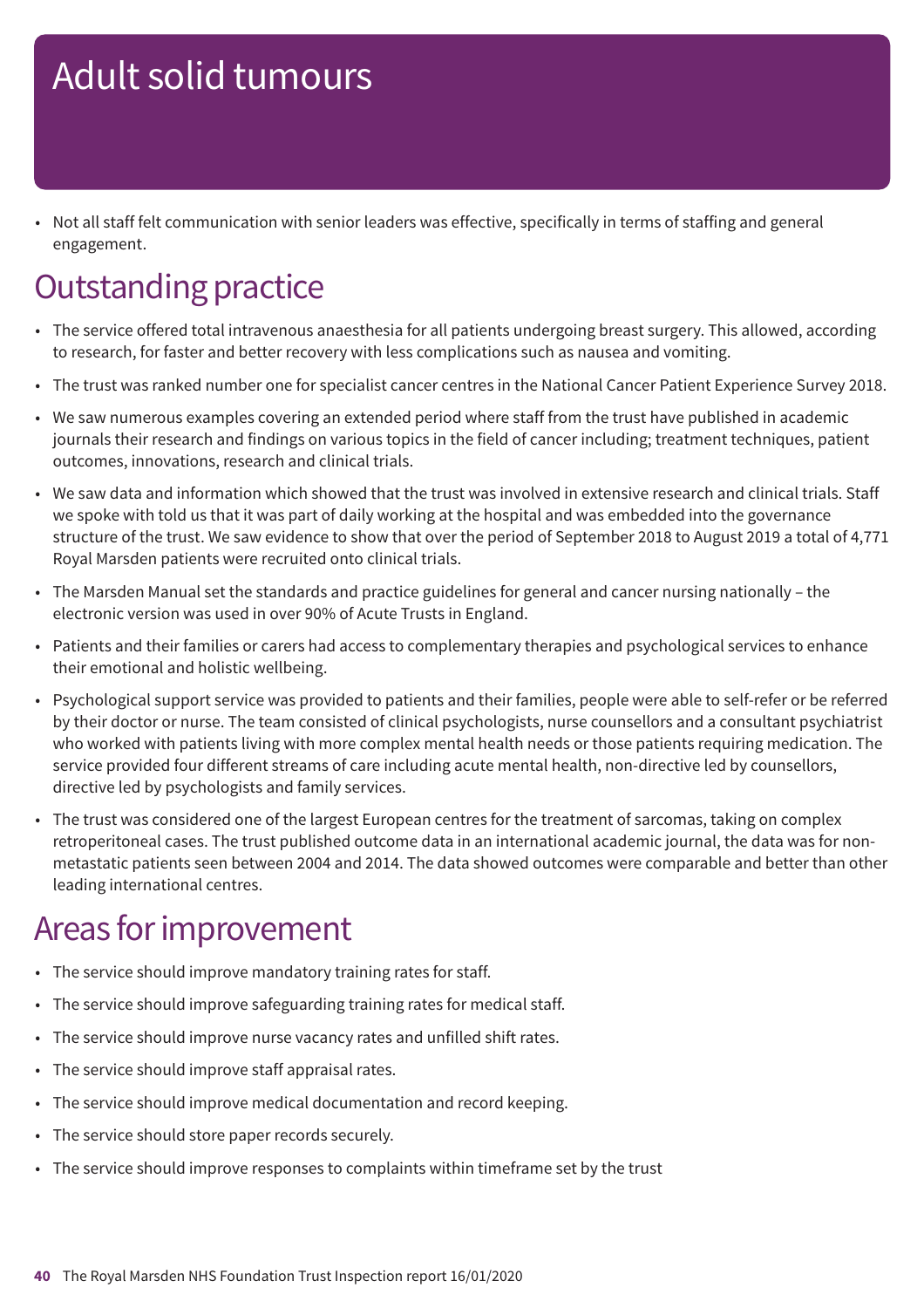# Adult solid tumours

- Not all staff felt communication with senior leaders was effective, specifically in terms of staffing and general engagement.

## Outstanding practice

- The service offered total intravenous anaesthesia for all patients undergoing breast surgery. This allowed, according to research, for faster and better recovery with less complications such as nausea and vomiting.
- The trust was ranked number one for specialist cancer centres in the National Cancer Patient Experience Survey 2018.
- We saw numerous examples covering an extended period where staff from the trust have published in academic journals their research and findings on various topics in the field of cancer including; treatment techniques, patient outcomes, innovations, research and clinical trials.
- We saw data and information which showed that the trust was involved in extensive research and clinical trials. Staff we spoke with told us that it was part of daily working at the hospital and was embedded into the governance structure of the trust. We saw evidence to show that over the period of September 2018 to August 2019 a total of 4,771 Royal Marsden patients were recruited onto clinical trials.
- The Marsden Manual set the standards and practice guidelines for general and cancer nursing nationally – the electronic version was used in over 90% of Acute Trusts in England.
- Patients and their families or carers had access to complementary therapies and psychological services to enhance their emotional and holistic wellbeing.
- Psychological support service was provided to patients and their families, people were able to self-refer or be referred by their doctor or nurse. The team consisted of clinical psychologists, nurse counsellors and a consultant psychiatrist who worked with patients living with more complex mental health needs or those patients requiring medication. The service provided four different streams of care including acute mental health, non-directive led by counsellors, directive led by psychologists and family services.
- The trust was considered one of the largest European centres for the treatment of sarcomas, taking on complex retroperitoneal cases. The trust published outcome data in an international academic journal, the data was for non-metastatic patients seen between 2004 and 2014. The data showed outcomes were comparable and better than other leading international centres.

## Areas for improvement

- The service should improve mandatory training rates for staff.
- The service should improve safeguarding training rates for medical staff.
- The service should improve nurse vacancy rates and unfilled shift rates.
- The service should improve staff appraisal rates.
- The service should improve medical documentation and record keeping.
- The service should store paper records securely.
- The service should improve responses to complaints within timeframe set by the trust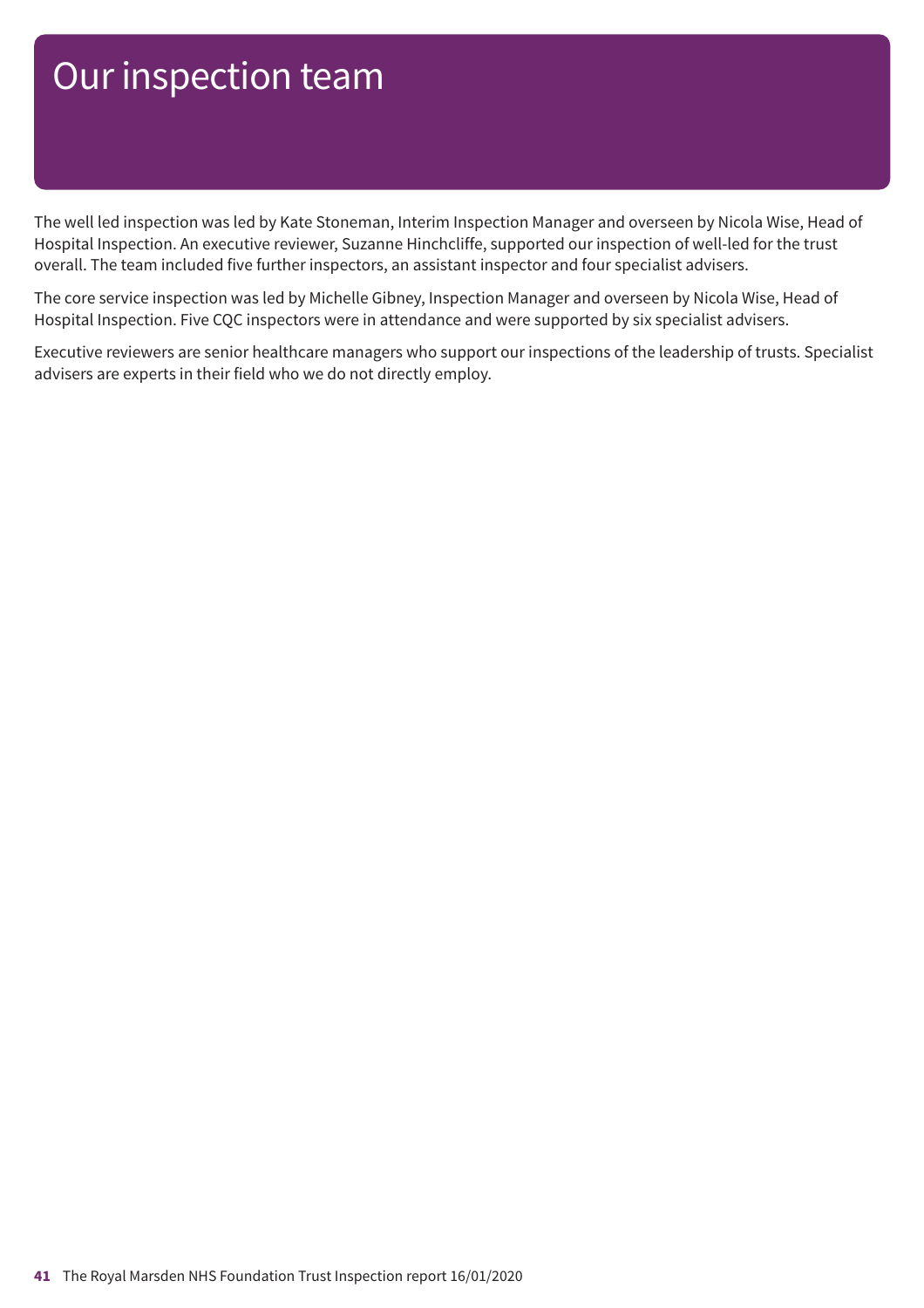# Our inspection team

The well led inspection was led by Kate Stoneman, Interim Inspection Manager and overseen by Nicola Wise, Head of Hospital Inspection. An executive reviewer, Suzanne Hinchcliffe, supported our inspection of well-led for the trust overall. The team included five further inspectors, an assistant inspector and four specialist advisers.

The core service inspection was led by Michelle Gibney, Inspection Manager and overseen by Nicola Wise, Head of Hospital Inspection. Five CQC inspectors were in attendance and were supported by six specialist advisers.

Executive reviewers are senior healthcare managers who support our inspections of the leadership of trusts. Specialist advisers are experts in their field who we do not directly employ.